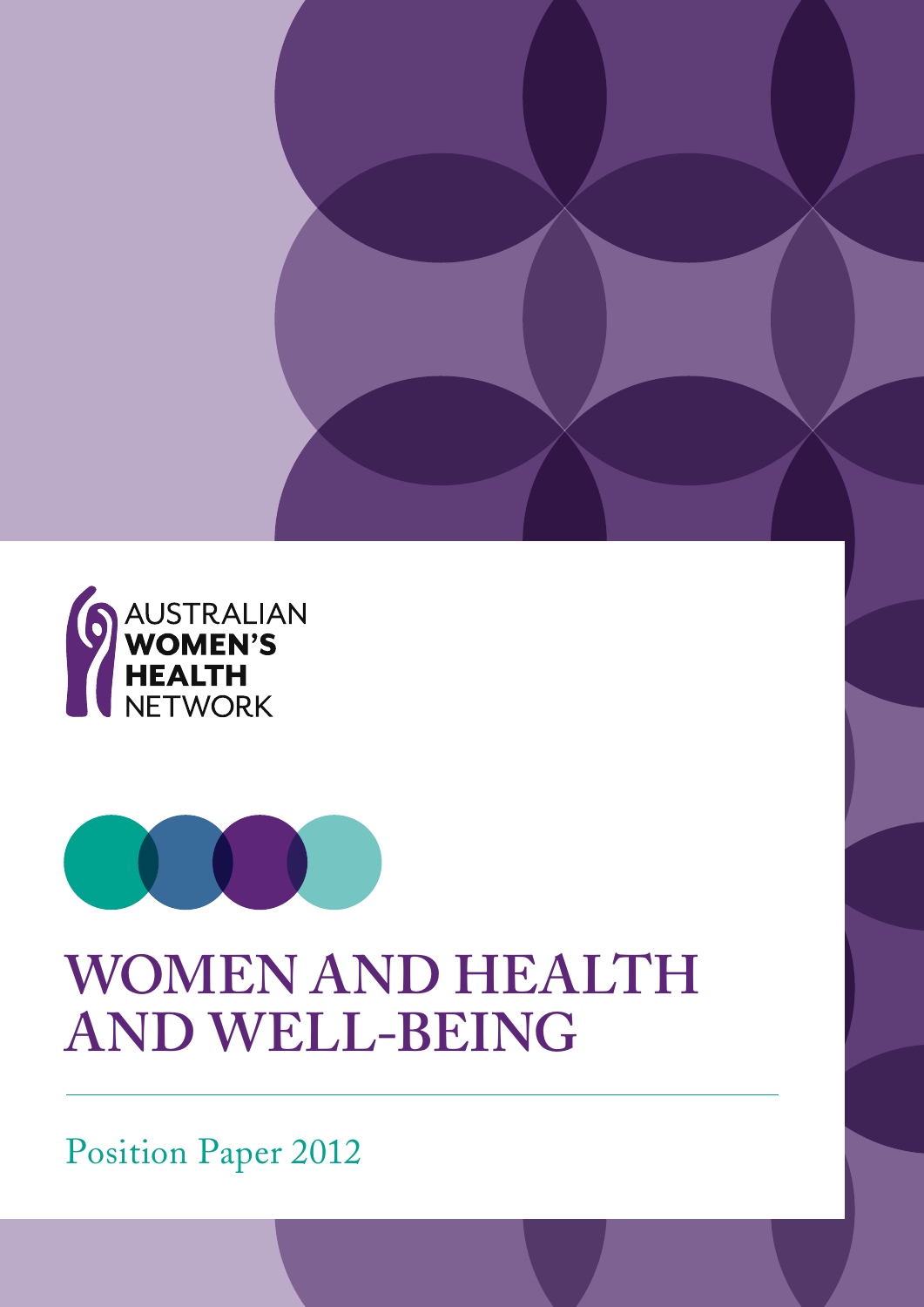AUSTRALIAN
**WOMEN'S**
**HEALTH**
NETWORK

# WOMEN AND HEALTH AND WELL-BEING

Position Paper 2012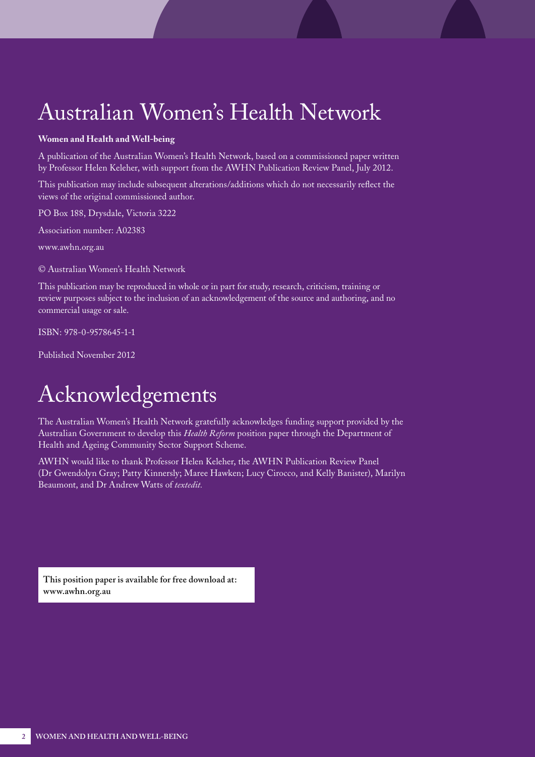# Australian Women's Health Network

**Women and Health and Well-being**

A publication of the Australian Women's Health Network, based on a commissioned paper written by Professor Helen Keleher, with support from the AWHN Publication Review Panel, July 2012.

This publication may include subsequent alterations/additions which do not necessarily reflect the views of the original commissioned author.

PO Box 188, Drysdale, Victoria 3222

Association number: A02383

www.awhn.org.au

© Australian Women's Health Network

This publication may be reproduced in whole or in part for study, research, criticism, training or review purposes subject to the inclusion of an acknowledgement of the source and authoring, and no commercial usage or sale.

ISBN: 978-0-9578645-1-1

Published November 2012

# Acknowledgements

The Australian Women's Health Network gratefully acknowledges funding support provided by the Australian Government to develop this *Health Reform* position paper through the Department of Health and Ageing Community Sector Support Scheme.

AWHN would like to thank Professor Helen Keleher, the AWHN Publication Review Panel (Dr Gwendolyn Gray; Patty Kinnersly; Maree Hawken; Lucy Cirocco, and Kelly Banister), Marilyn Beaumont, and Dr Andrew Watts of *textedit.*

**This position paper is available for free download at: www.awhn.org.au**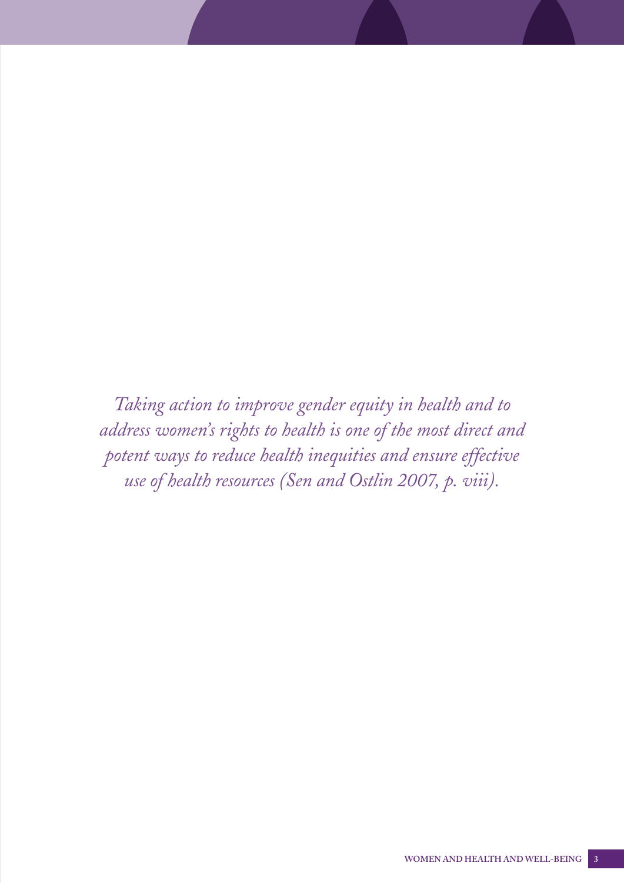*Taking action to improve gender equity in health and to address women's rights to health is one of the most direct and potent ways to reduce health inequities and ensure effective use of health resources (Sen and Ostlin 2007, p. viii).*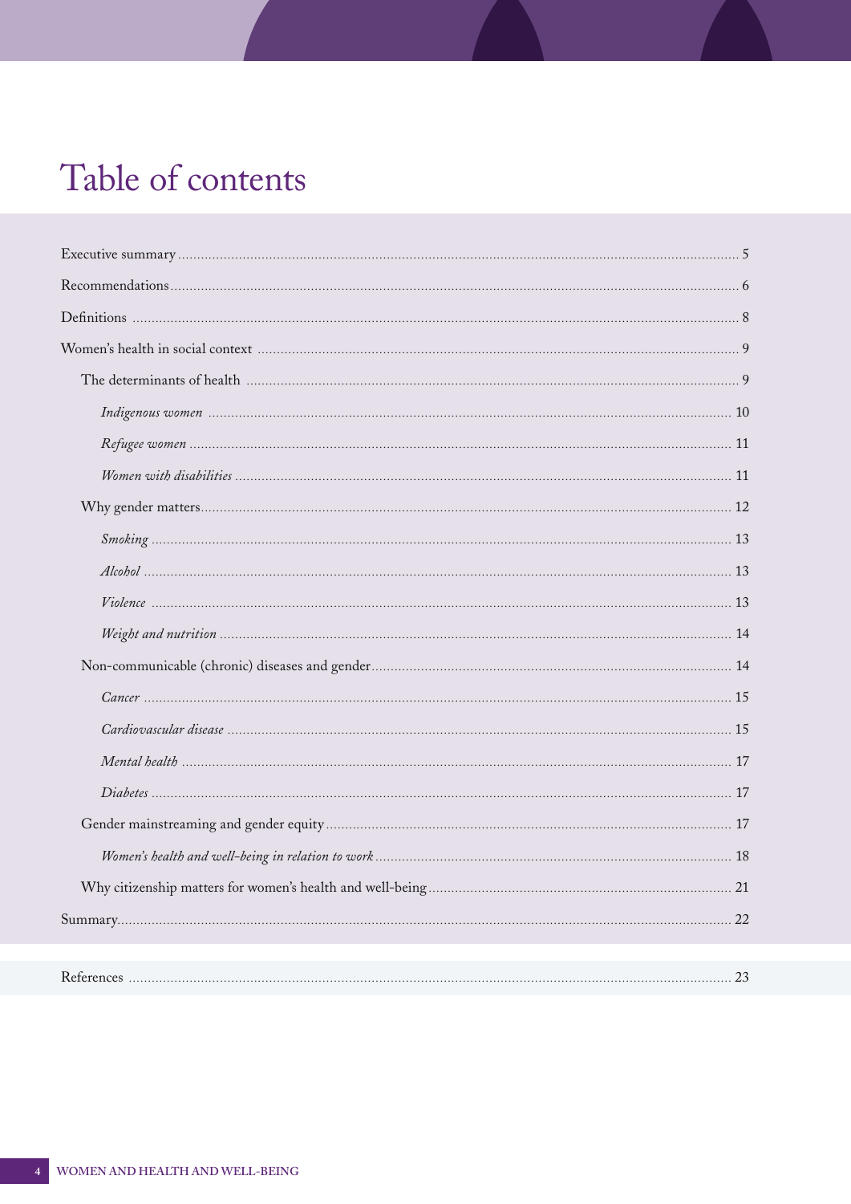# Table of contents

Executive summary ..... 5

Recommendations ..... 6

Definitions ..... 8

Women's health in social context ..... 9

- The determinants of health ..... 9
  - *Indigenous women* ..... 10
  - *Refugee women* ..... 11
  - *Women with disabilities* ..... 11
- Why gender matters ..... 12
  - *Smoking* ..... 13
  - *Alcohol* ..... 13
  - *Violence* ..... 13
  - *Weight and nutrition* ..... 14
- Non-communicable (chronic) diseases and gender ..... 14
  - *Cancer* ..... 15
  - *Cardiovascular disease* ..... 15
  - *Mental health* ..... 17
  - *Diabetes* ..... 17
- Gender mainstreaming and gender equity ..... 17
  - *Women's health and well-being in relation to work* ..... 18
- Why citizenship matters for women's health and well-being ..... 21

Summary ..... 22

References ..... 23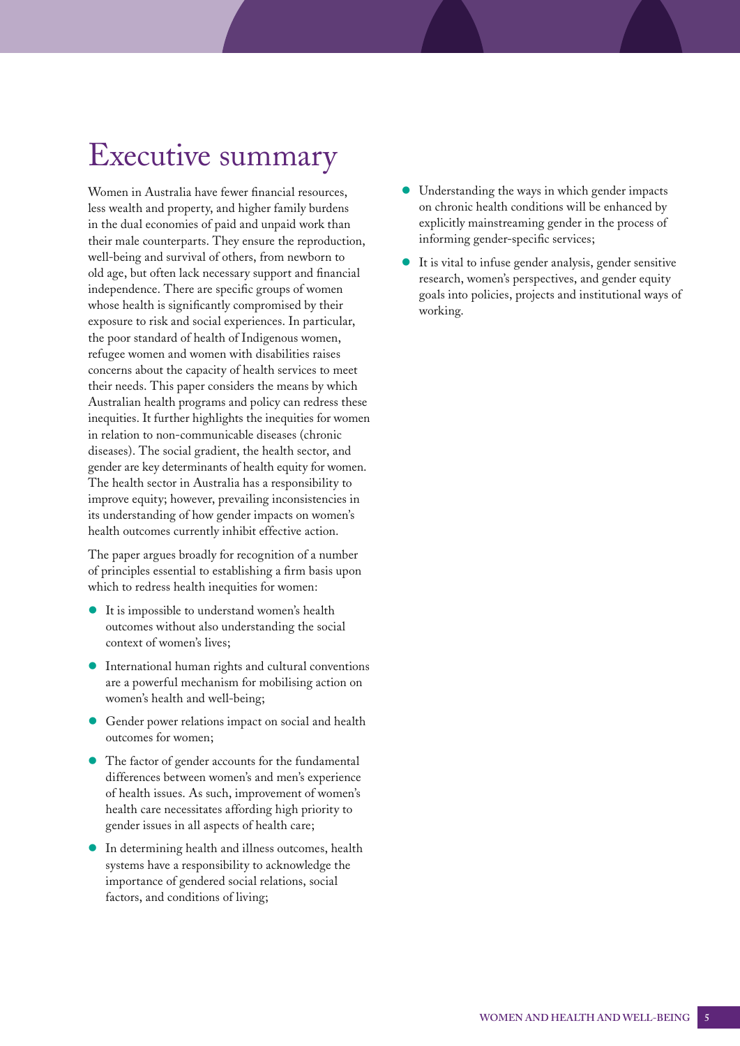# Executive summary

Women in Australia have fewer financial resources, less wealth and property, and higher family burdens in the dual economies of paid and unpaid work than their male counterparts. They ensure the reproduction, well-being and survival of others, from newborn to old age, but often lack necessary support and financial independence. There are specific groups of women whose health is significantly compromised by their exposure to risk and social experiences. In particular, the poor standard of health of Indigenous women, refugee women and women with disabilities raises concerns about the capacity of health services to meet their needs. This paper considers the means by which Australian health programs and policy can redress these inequities. It further highlights the inequities for women in relation to non-communicable diseases (chronic diseases). The social gradient, the health sector, and gender are key determinants of health equity for women. The health sector in Australia has a responsibility to improve equity; however, prevailing inconsistencies in its understanding of how gender impacts on women's health outcomes currently inhibit effective action.

The paper argues broadly for recognition of a number of principles essential to establishing a firm basis upon which to redress health inequities for women:

- It is impossible to understand women's health outcomes without also understanding the social context of women's lives;
- International human rights and cultural conventions are a powerful mechanism for mobilising action on women's health and well-being;
- Gender power relations impact on social and health outcomes for women;
- The factor of gender accounts for the fundamental differences between women's and men's experience of health issues. As such, improvement of women's health care necessitates affording high priority to gender issues in all aspects of health care;
- In determining health and illness outcomes, health systems have a responsibility to acknowledge the importance of gendered social relations, social factors, and conditions of living;
- Understanding the ways in which gender impacts on chronic health conditions will be enhanced by explicitly mainstreaming gender in the process of informing gender-specific services;
- It is vital to infuse gender analysis, gender sensitive research, women's perspectives, and gender equity goals into policies, projects and institutional ways of working.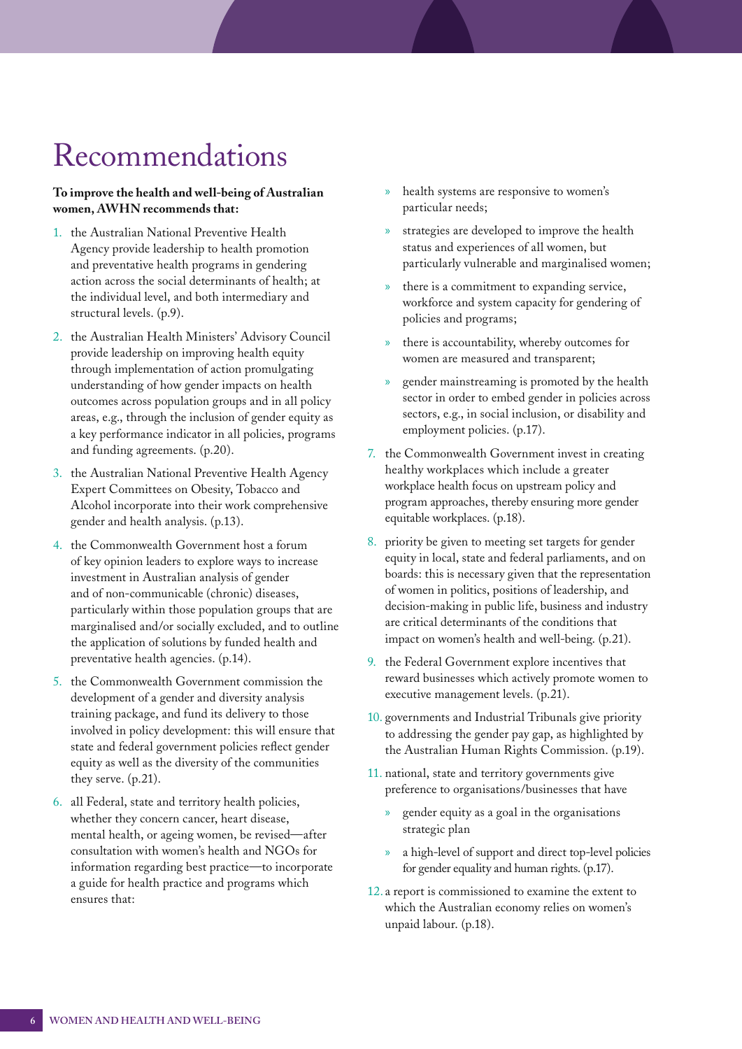# Recommendations

**To improve the health and well-being of Australian women, AWHN recommends that:**

1. the Australian National Preventive Health Agency provide leadership to health promotion and preventative health programs in gendering action across the social determinants of health; at the individual level, and both intermediary and structural levels. (p.9).
2. the Australian Health Ministers' Advisory Council provide leadership on improving health equity through implementation of action promulgating understanding of how gender impacts on health outcomes across population groups and in all policy areas, e.g., through the inclusion of gender equity as a key performance indicator in all policies, programs and funding agreements. (p.20).
3. the Australian National Preventive Health Agency Expert Committees on Obesity, Tobacco and Alcohol incorporate into their work comprehensive gender and health analysis. (p.13).
4. the Commonwealth Government host a forum of key opinion leaders to explore ways to increase investment in Australian analysis of gender and of non-communicable (chronic) diseases, particularly within those population groups that are marginalised and/or socially excluded, and to outline the application of solutions by funded health and preventative health agencies. (p.14).
5. the Commonwealth Government commission the development of a gender and diversity analysis training package, and fund its delivery to those involved in policy development: this will ensure that state and federal government policies reflect gender equity as well as the diversity of the communities they serve. (p.21).
6. all Federal, state and territory health policies, whether they concern cancer, heart disease, mental health, or ageing women, be revised—after consultation with women's health and NGOs for information regarding best practice—to incorporate a guide for health practice and programs which ensures that:
   - health systems are responsive to women's particular needs;
   - strategies are developed to improve the health status and experiences of all women, but particularly vulnerable and marginalised women;
   - there is a commitment to expanding service, workforce and system capacity for gendering of policies and programs;
   - there is accountability, whereby outcomes for women are measured and transparent;
   - gender mainstreaming is promoted by the health sector in order to embed gender in policies across sectors, e.g., in social inclusion, or disability and employment policies. (p.17).
7. the Commonwealth Government invest in creating healthy workplaces which include a greater workplace health focus on upstream policy and program approaches, thereby ensuring more gender equitable workplaces. (p.18).
8. priority be given to meeting set targets for gender equity in local, state and federal parliaments, and on boards: this is necessary given that the representation of women in politics, positions of leadership, and decision-making in public life, business and industry are critical determinants of the conditions that impact on women's health and well-being. (p.21).
9. the Federal Government explore incentives that reward businesses which actively promote women to executive management levels. (p.21).
10. governments and Industrial Tribunals give priority to addressing the gender pay gap, as highlighted by the Australian Human Rights Commission. (p.19).
11. national, state and territory governments give preference to organisations/businesses that have
    - gender equity as a goal in the organisations strategic plan
    - a high-level of support and direct top-level policies for gender equality and human rights. (p.17).
12. a report is commissioned to examine the extent to which the Australian economy relies on women's unpaid labour. (p.18).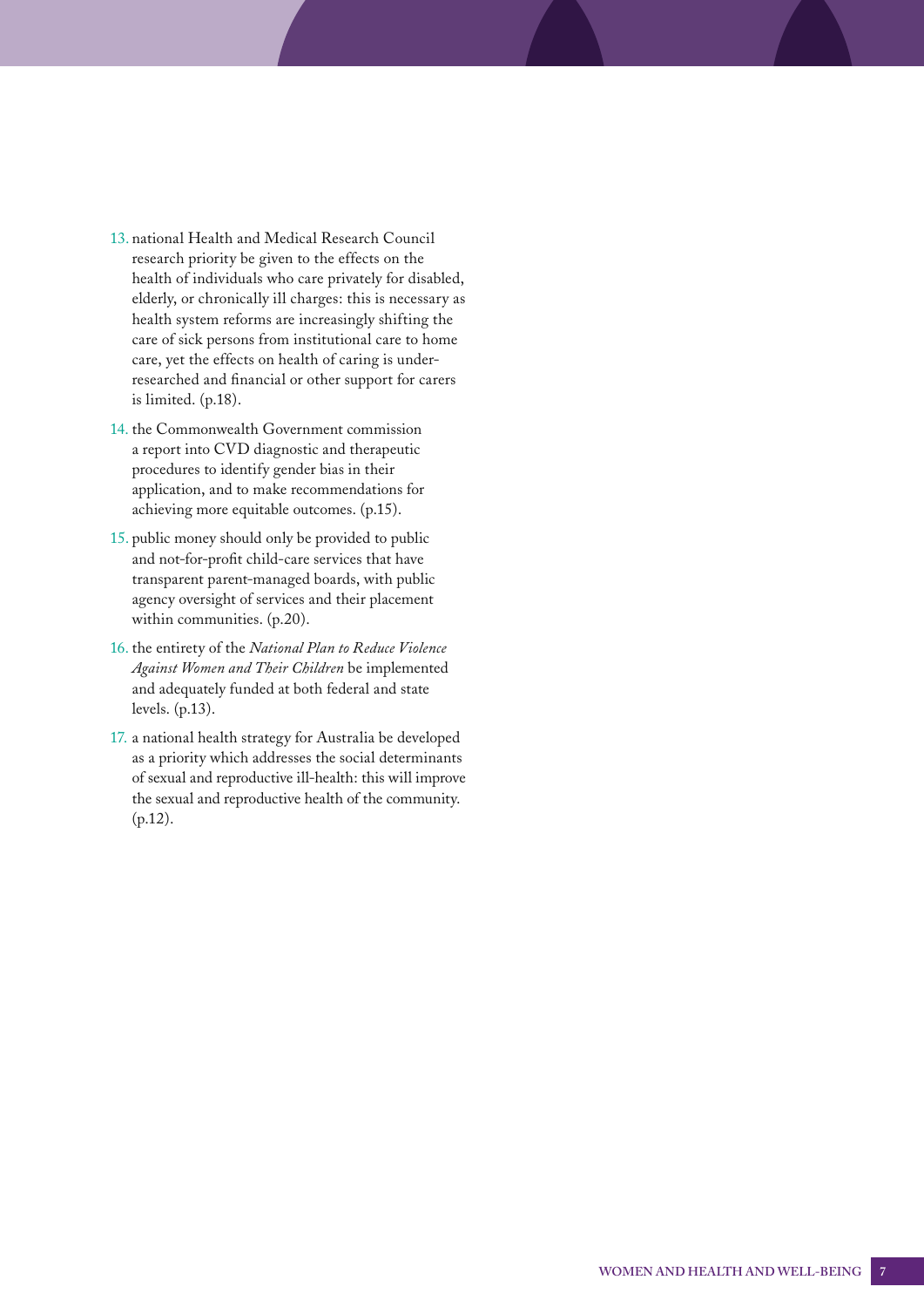13. national Health and Medical Research Council research priority be given to the effects on the health of individuals who care privately for disabled, elderly, or chronically ill charges: this is necessary as health system reforms are increasingly shifting the care of sick persons from institutional care to home care, yet the effects on health of caring is under-researched and financial or other support for carers is limited. (p.18).
14. the Commonwealth Government commission a report into CVD diagnostic and therapeutic procedures to identify gender bias in their application, and to make recommendations for achieving more equitable outcomes. (p.15).
15. public money should only be provided to public and not-for-profit child-care services that have transparent parent-managed boards, with public agency oversight of services and their placement within communities. (p.20).
16. the entirety of the *National Plan to Reduce Violence Against Women and Their Children* be implemented and adequately funded at both federal and state levels. (p.13).
17. a national health strategy for Australia be developed as a priority which addresses the social determinants of sexual and reproductive ill-health: this will improve the sexual and reproductive health of the community. (p.12).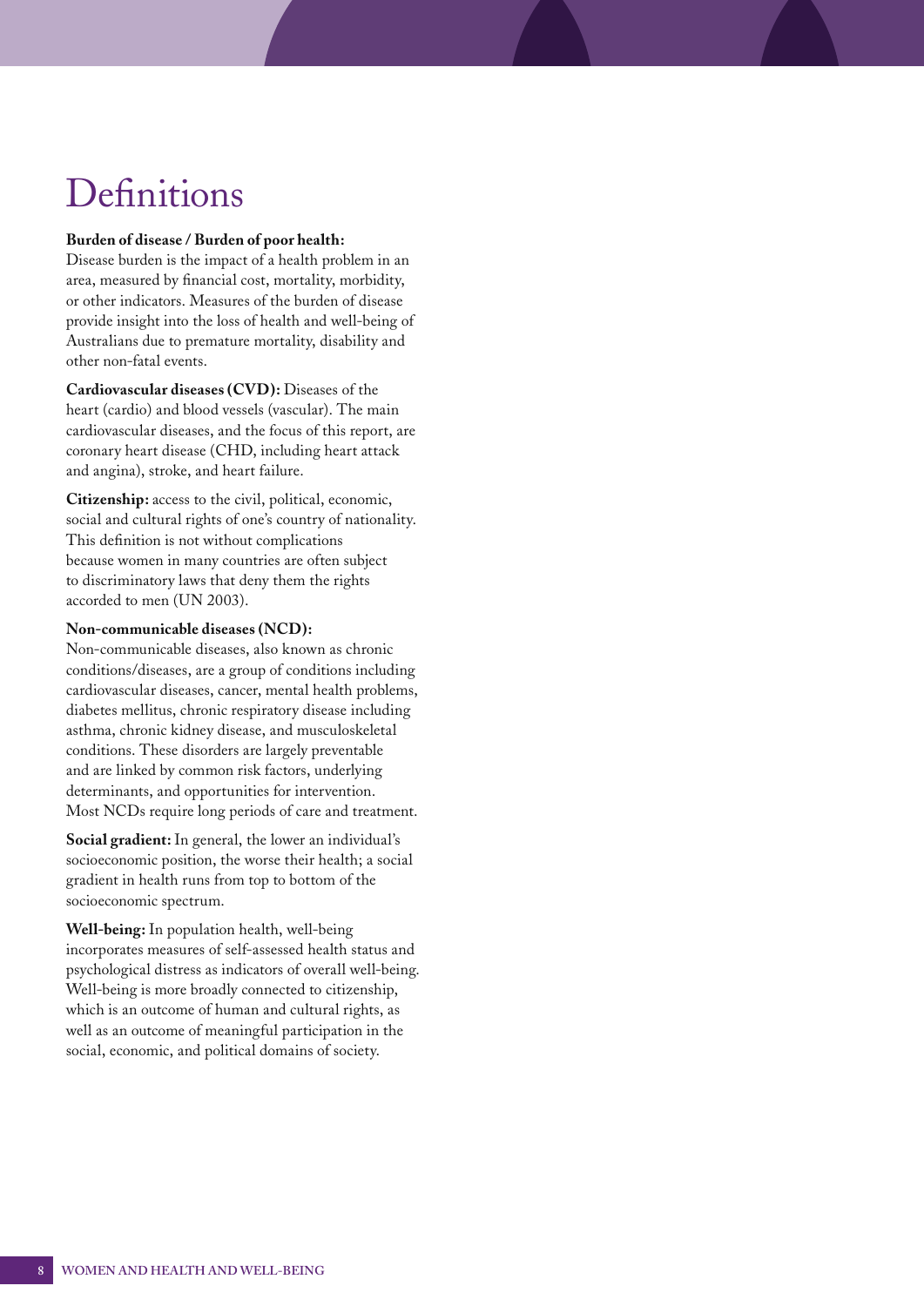# Definitions

**Burden of disease / Burden of poor health:**
Disease burden is the impact of a health problem in an area, measured by financial cost, mortality, morbidity, or other indicators. Measures of the burden of disease provide insight into the loss of health and well-being of Australians due to premature mortality, disability and other non-fatal events.

**Cardiovascular diseases (CVD):** Diseases of the heart (cardio) and blood vessels (vascular). The main cardiovascular diseases, and the focus of this report, are coronary heart disease (CHD, including heart attack and angina), stroke, and heart failure.

**Citizenship:** access to the civil, political, economic, social and cultural rights of one's country of nationality. This definition is not without complications because women in many countries are often subject to discriminatory laws that deny them the rights accorded to men (UN 2003).

**Non-communicable diseases (NCD):**
Non-communicable diseases, also known as chronic conditions/diseases, are a group of conditions including cardiovascular diseases, cancer, mental health problems, diabetes mellitus, chronic respiratory disease including asthma, chronic kidney disease, and musculoskeletal conditions. These disorders are largely preventable and are linked by common risk factors, underlying determinants, and opportunities for intervention. Most NCDs require long periods of care and treatment.

**Social gradient:** In general, the lower an individual's socioeconomic position, the worse their health; a social gradient in health runs from top to bottom of the socioeconomic spectrum.

**Well-being:** In population health, well-being incorporates measures of self-assessed health status and psychological distress as indicators of overall well-being. Well-being is more broadly connected to citizenship, which is an outcome of human and cultural rights, as well as an outcome of meaningful participation in the social, economic, and political domains of society.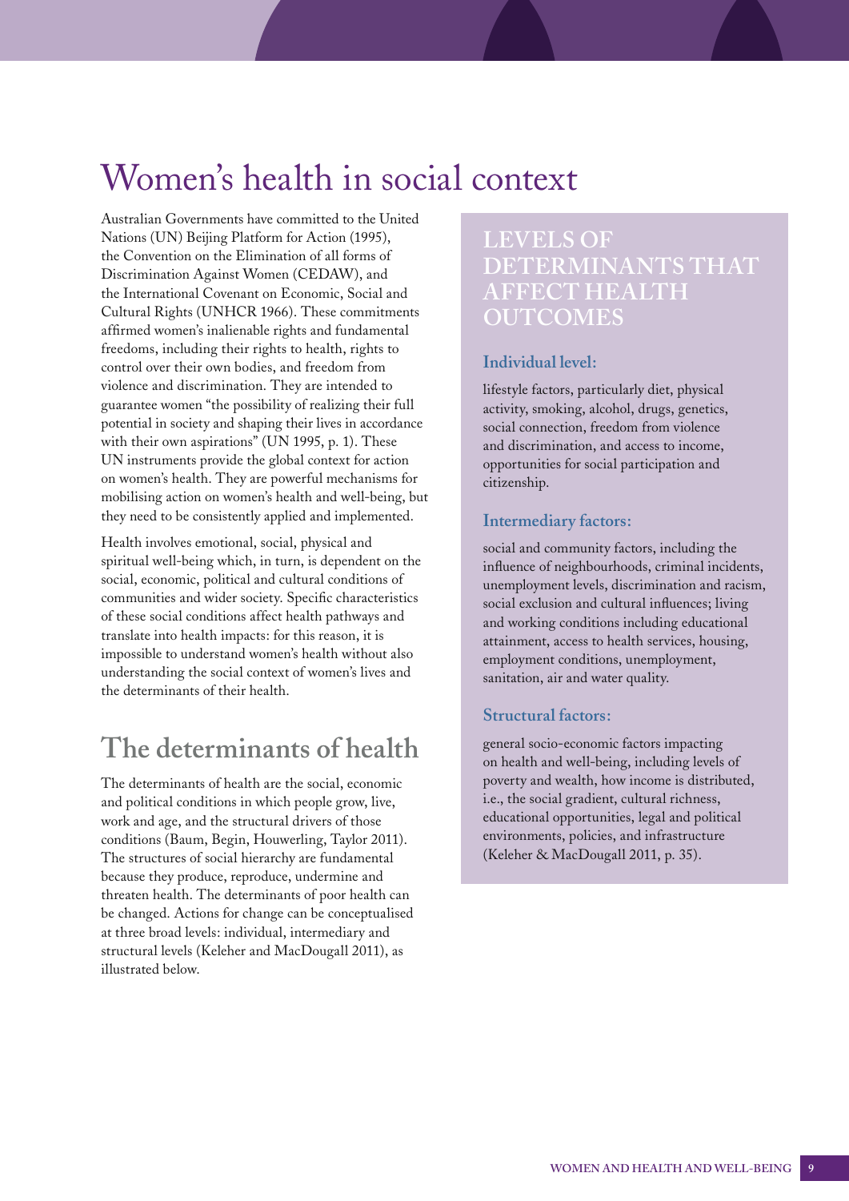# Women's health in social context

Australian Governments have committed to the United Nations (UN) Beijing Platform for Action (1995), the Convention on the Elimination of all forms of Discrimination Against Women (CEDAW), and the International Covenant on Economic, Social and Cultural Rights (UNHCR 1966). These commitments affirmed women's inalienable rights and fundamental freedoms, including their rights to health, rights to control over their own bodies, and freedom from violence and discrimination. They are intended to guarantee women "the possibility of realizing their full potential in society and shaping their lives in accordance with their own aspirations" (UN 1995, p. 1). These UN instruments provide the global context for action on women's health. They are powerful mechanisms for mobilising action on women's health and well-being, but they need to be consistently applied and implemented.

Health involves emotional, social, physical and spiritual well-being which, in turn, is dependent on the social, economic, political and cultural conditions of communities and wider society. Specific characteristics of these social conditions affect health pathways and translate into health impacts: for this reason, it is impossible to understand women's health without also understanding the social context of women's lives and the determinants of their health.

## The determinants of health

The determinants of health are the social, economic and political conditions in which people grow, live, work and age, and the structural drivers of those conditions (Baum, Begin, Houwerling, Taylor 2011). The structures of social hierarchy are fundamental because they produce, reproduce, undermine and threaten health. The determinants of poor health can be changed. Actions for change can be conceptualised at three broad levels: individual, intermediary and structural levels (Keleher and MacDougall 2011), as illustrated below.

### LEVELS OF DETERMINANTS THAT AFFECT HEALTH OUTCOMES

**Individual level:**

lifestyle factors, particularly diet, physical activity, smoking, alcohol, drugs, genetics, social connection, freedom from violence and discrimination, and access to income, opportunities for social participation and citizenship.

**Intermediary factors:**

social and community factors, including the influence of neighbourhoods, criminal incidents, unemployment levels, discrimination and racism, social exclusion and cultural influences; living and working conditions including educational attainment, access to health services, housing, employment conditions, unemployment, sanitation, air and water quality.

**Structural factors:**

general socio-economic factors impacting on health and well-being, including levels of poverty and wealth, how income is distributed, i.e., the social gradient, cultural richness, educational opportunities, legal and political environments, policies, and infrastructure (Keleher & MacDougall 2011, p. 35).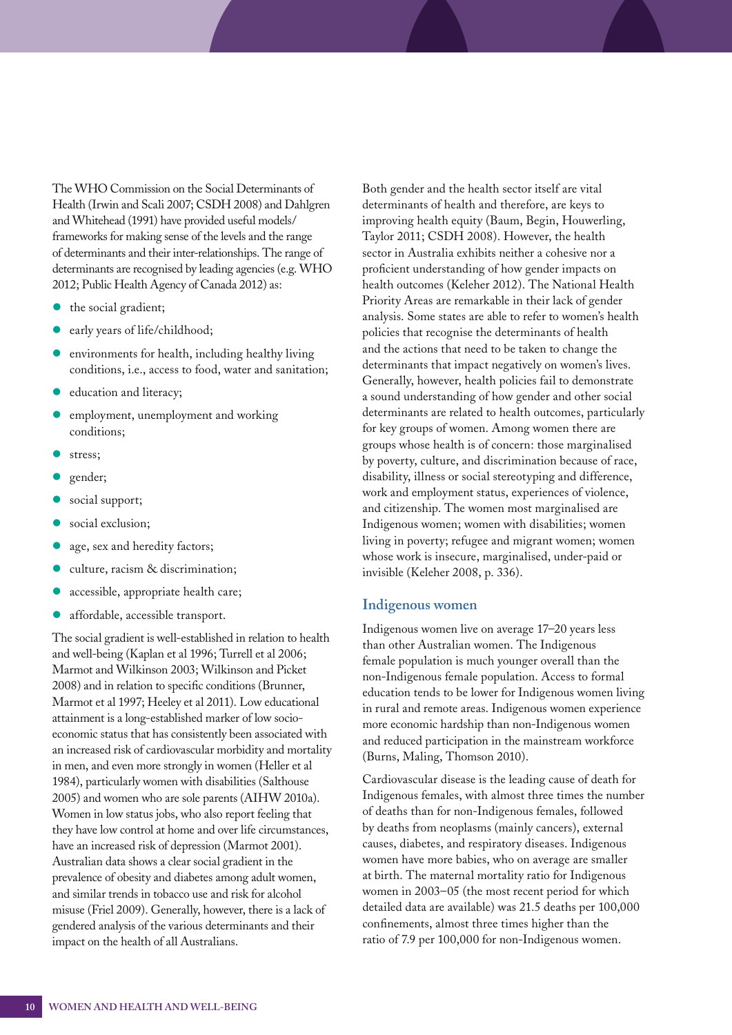The WHO Commission on the Social Determinants of Health (Irwin and Scali 2007; CSDH 2008) and Dahlgren and Whitehead (1991) have provided useful models/frameworks for making sense of the levels and the range of determinants and their inter-relationships. The range of determinants are recognised by leading agencies (e.g. WHO 2012; Public Health Agency of Canada 2012) as:

- the social gradient;
- early years of life/childhood;
- environments for health, including healthy living conditions, i.e., access to food, water and sanitation;
- education and literacy;
- employment, unemployment and working conditions;
- stress;
- gender;
- social support;
- social exclusion;
- age, sex and heredity factors;
- culture, racism & discrimination;
- accessible, appropriate health care;
- affordable, accessible transport.

The social gradient is well-established in relation to health and well-being (Kaplan et al 1996; Turrell et al 2006; Marmot and Wilkinson 2003; Wilkinson and Picket 2008) and in relation to specific conditions (Brunner, Marmot et al 1997; Heeley et al 2011). Low educational attainment is a long-established marker of low socio-economic status that has consistently been associated with an increased risk of cardiovascular morbidity and mortality in men, and even more strongly in women (Heller et al 1984), particularly women with disabilities (Salthouse 2005) and women who are sole parents (AIHW 2010a). Women in low status jobs, who also report feeling that they have low control at home and over life circumstances, have an increased risk of depression (Marmot 2001). Australian data shows a clear social gradient in the prevalence of obesity and diabetes among adult women, and similar trends in tobacco use and risk for alcohol misuse (Friel 2009). Generally, however, there is a lack of gendered analysis of the various determinants and their impact on the health of all Australians.

Both gender and the health sector itself are vital determinants of health and therefore, are keys to improving health equity (Baum, Begin, Houwerling, Taylor 2011; CSDH 2008). However, the health sector in Australia exhibits neither a cohesive nor a proficient understanding of how gender impacts on health outcomes (Keleher 2012). The National Health Priority Areas are remarkable in their lack of gender analysis. Some states are able to refer to women's health policies that recognise the determinants of health and the actions that need to be taken to change the determinants that impact negatively on women's lives. Generally, however, health policies fail to demonstrate a sound understanding of how gender and other social determinants are related to health outcomes, particularly for key groups of women. Among women there are groups whose health is of concern: those marginalised by poverty, culture, and discrimination because of race, disability, illness or social stereotyping and difference, work and employment status, experiences of violence, and citizenship. The women most marginalised are Indigenous women; women with disabilities; women living in poverty; refugee and migrant women; women whose work is insecure, marginalised, under-paid or invisible (Keleher 2008, p. 336).

## Indigenous women

Indigenous women live on average 17–20 years less than other Australian women. The Indigenous female population is much younger overall than the non-Indigenous female population. Access to formal education tends to be lower for Indigenous women living in rural and remote areas. Indigenous women experience more economic hardship than non-Indigenous women and reduced participation in the mainstream workforce (Burns, Maling, Thomson 2010).

Cardiovascular disease is the leading cause of death for Indigenous females, with almost three times the number of deaths than for non-Indigenous females, followed by deaths from neoplasms (mainly cancers), external causes, diabetes, and respiratory diseases. Indigenous women have more babies, who on average are smaller at birth. The maternal mortality ratio for Indigenous women in 2003–05 (the most recent period for which detailed data are available) was 21.5 deaths per 100,000 confinements, almost three times higher than the ratio of 7.9 per 100,000 for non-Indigenous women.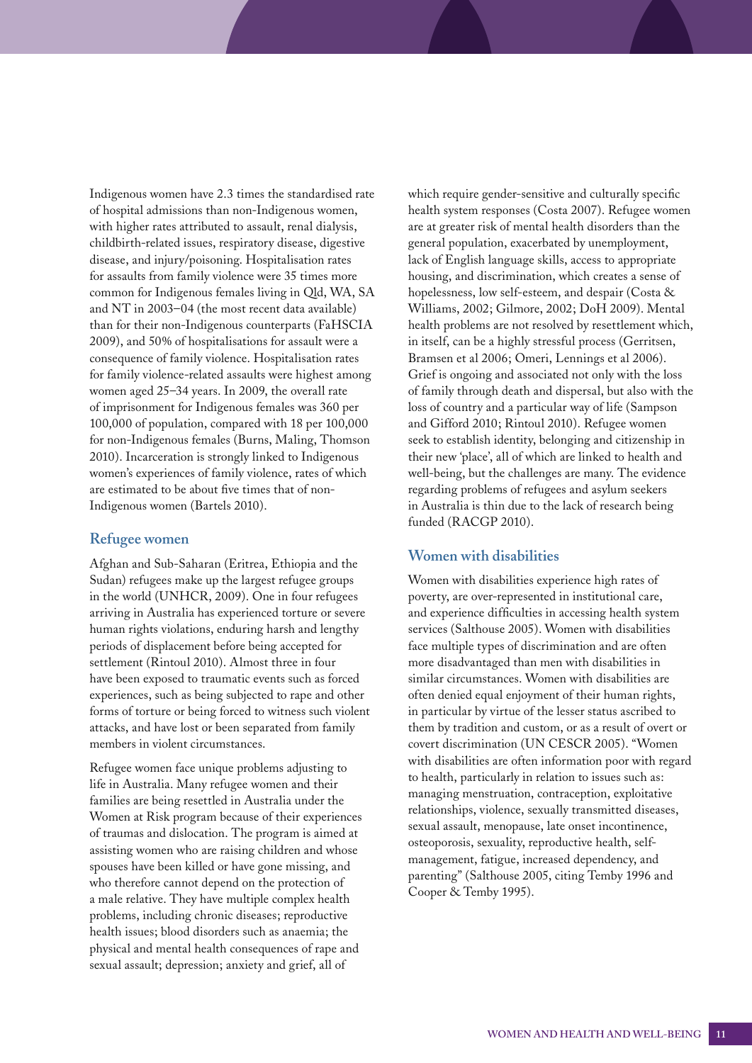Indigenous women have 2.3 times the standardised rate of hospital admissions than non-Indigenous women, with higher rates attributed to assault, renal dialysis, childbirth-related issues, respiratory disease, digestive disease, and injury/poisoning. Hospitalisation rates for assaults from family violence were 35 times more common for Indigenous females living in Qld, WA, SA and NT in 2003–04 (the most recent data available) than for their non-Indigenous counterparts (FaHSCIA 2009), and 50% of hospitalisations for assault were a consequence of family violence. Hospitalisation rates for family violence-related assaults were highest among women aged 25–34 years. In 2009, the overall rate of imprisonment for Indigenous females was 360 per 100,000 of population, compared with 18 per 100,000 for non-Indigenous females (Burns, Maling, Thomson 2010). Incarceration is strongly linked to Indigenous women's experiences of family violence, rates of which are estimated to be about five times that of non-Indigenous women (Bartels 2010).

## Refugee women

Afghan and Sub-Saharan (Eritrea, Ethiopia and the Sudan) refugees make up the largest refugee groups in the world (UNHCR, 2009). One in four refugees arriving in Australia has experienced torture or severe human rights violations, enduring harsh and lengthy periods of displacement before being accepted for settlement (Rintoul 2010). Almost three in four have been exposed to traumatic events such as forced experiences, such as being subjected to rape and other forms of torture or being forced to witness such violent attacks, and have lost or been separated from family members in violent circumstances.

Refugee women face unique problems adjusting to life in Australia. Many refugee women and their families are being resettled in Australia under the Women at Risk program because of their experiences of traumas and dislocation. The program is aimed at assisting women who are raising children and whose spouses have been killed or have gone missing, and who therefore cannot depend on the protection of a male relative. They have multiple complex health problems, including chronic diseases; reproductive health issues; blood disorders such as anaemia; the physical and mental health consequences of rape and sexual assault; depression; anxiety and grief, all of which require gender-sensitive and culturally specific health system responses (Costa 2007). Refugee women are at greater risk of mental health disorders than the general population, exacerbated by unemployment, lack of English language skills, access to appropriate housing, and discrimination, which creates a sense of hopelessness, low self-esteem, and despair (Costa & Williams, 2002; Gilmore, 2002; DoH 2009). Mental health problems are not resolved by resettlement which, in itself, can be a highly stressful process (Gerritsen, Bramsen et al 2006; Omeri, Lennings et al 2006). Grief is ongoing and associated not only with the loss of family through death and dispersal, but also with the loss of country and a particular way of life (Sampson and Gifford 2010; Rintoul 2010). Refugee women seek to establish identity, belonging and citizenship in their new 'place', all of which are linked to health and well-being, but the challenges are many. The evidence regarding problems of refugees and asylum seekers in Australia is thin due to the lack of research being funded (RACGP 2010).

## Women with disabilities

Women with disabilities experience high rates of poverty, are over-represented in institutional care, and experience difficulties in accessing health system services (Salthouse 2005). Women with disabilities face multiple types of discrimination and are often more disadvantaged than men with disabilities in similar circumstances. Women with disabilities are often denied equal enjoyment of their human rights, in particular by virtue of the lesser status ascribed to them by tradition and custom, or as a result of overt or covert discrimination (UN CESCR 2005). "Women with disabilities are often information poor with regard to health, particularly in relation to issues such as: managing menstruation, contraception, exploitative relationships, violence, sexually transmitted diseases, sexual assault, menopause, late onset incontinence, osteoporosis, sexuality, reproductive health, self-management, fatigue, increased dependency, and parenting" (Salthouse 2005, citing Temby 1996 and Cooper & Temby 1995).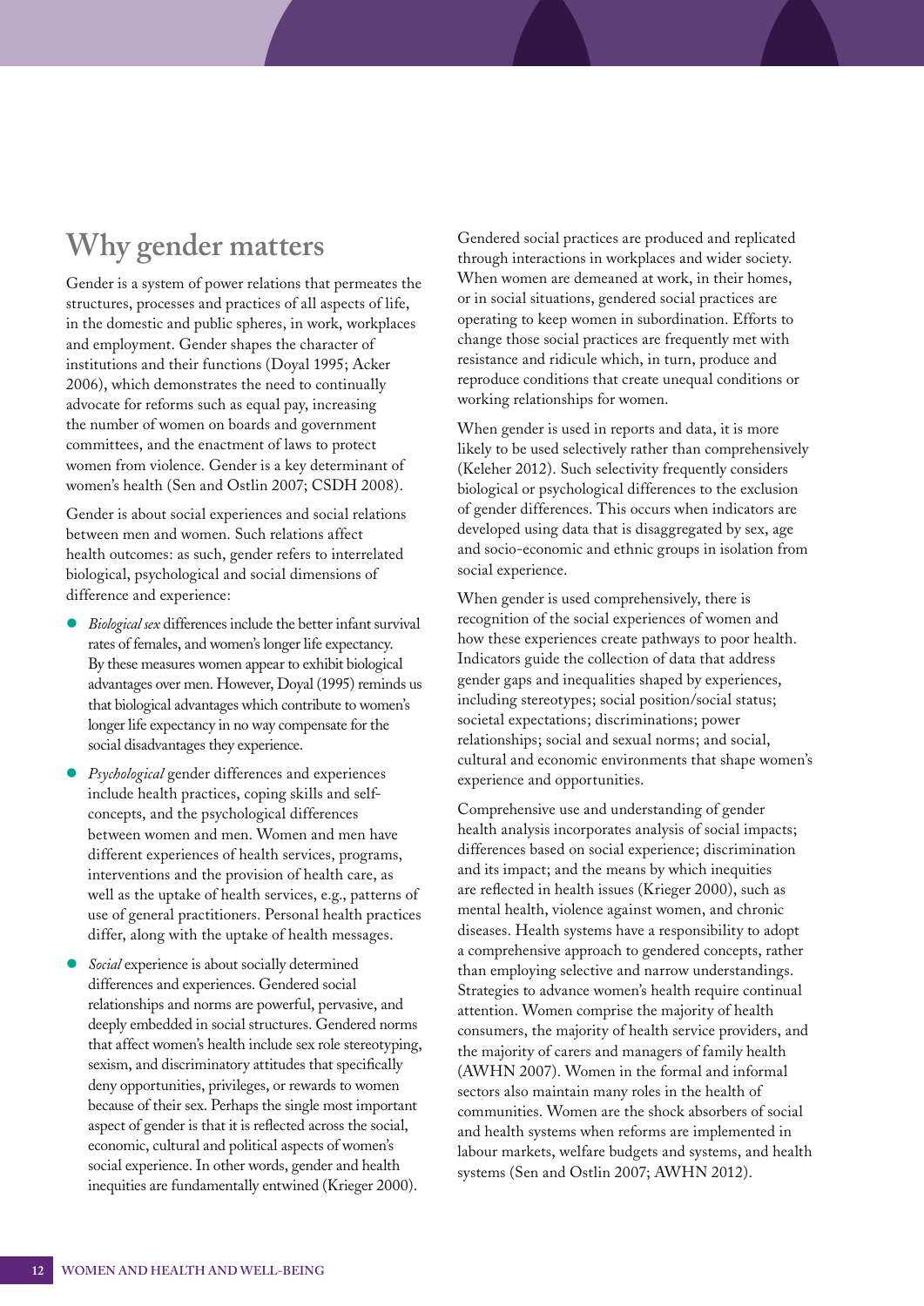## Why gender matters

Gender is a system of power relations that permeates the structures, processes and practices of all aspects of life, in the domestic and public spheres, in work, workplaces and employment. Gender shapes the character of institutions and their functions (Doyal 1995; Acker 2006), which demonstrates the need to continually advocate for reforms such as equal pay, increasing the number of women on boards and government committees, and the enactment of laws to protect women from violence. Gender is a key determinant of women's health (Sen and Ostlin 2007; CSDH 2008).

Gender is about social experiences and social relations between men and women. Such relations affect health outcomes: as such, gender refers to interrelated biological, psychological and social dimensions of difference and experience:

- *Biological sex* differences include the better infant survival rates of females, and women's longer life expectancy. By these measures women appear to exhibit biological advantages over men. However, Doyal (1995) reminds us that biological advantages which contribute to women's longer life expectancy in no way compensate for the social disadvantages they experience.
- *Psychological* gender differences and experiences include health practices, coping skills and self-concepts, and the psychological differences between women and men. Women and men have different experiences of health services, programs, interventions and the provision of health care, as well as the uptake of health services, e.g., patterns of use of general practitioners. Personal health practices differ, along with the uptake of health messages.
- *Social* experience is about socially determined differences and experiences. Gendered social relationships and norms are powerful, pervasive, and deeply embedded in social structures. Gendered norms that affect women's health include sex role stereotyping, sexism, and discriminatory attitudes that specifically deny opportunities, privileges, or rewards to women because of their sex. Perhaps the single most important aspect of gender is that it is reflected across the social, economic, cultural and political aspects of women's social experience. In other words, gender and health inequities are fundamentally entwined (Krieger 2000).

Gendered social practices are produced and replicated through interactions in workplaces and wider society. When women are demeaned at work, in their homes, or in social situations, gendered social practices are operating to keep women in subordination. Efforts to change those social practices are frequently met with resistance and ridicule which, in turn, produce and reproduce conditions that create unequal conditions or working relationships for women.

When gender is used in reports and data, it is more likely to be used selectively rather than comprehensively (Keleher 2012). Such selectivity frequently considers biological or psychological differences to the exclusion of gender differences. This occurs when indicators are developed using data that is disaggregated by sex, age and socio-economic and ethnic groups in isolation from social experience.

When gender is used comprehensively, there is recognition of the social experiences of women and how these experiences create pathways to poor health. Indicators guide the collection of data that address gender gaps and inequalities shaped by experiences, including stereotypes; social position/social status; societal expectations; discriminations; power relationships; social and sexual norms; and social, cultural and economic environments that shape women's experience and opportunities.

Comprehensive use and understanding of gender health analysis incorporates analysis of social impacts; differences based on social experience; discrimination and its impact; and the means by which inequities are reflected in health issues (Krieger 2000), such as mental health, violence against women, and chronic diseases. Health systems have a responsibility to adopt a comprehensive approach to gendered concepts, rather than employing selective and narrow understandings. Strategies to advance women's health require continual attention. Women comprise the majority of health consumers, the majority of health service providers, and the majority of carers and managers of family health (AWHN 2007). Women in the formal and informal sectors also maintain many roles in the health of communities. Women are the shock absorbers of social and health systems when reforms are implemented in labour markets, welfare budgets and systems, and health systems (Sen and Ostlin 2007; AWHN 2012).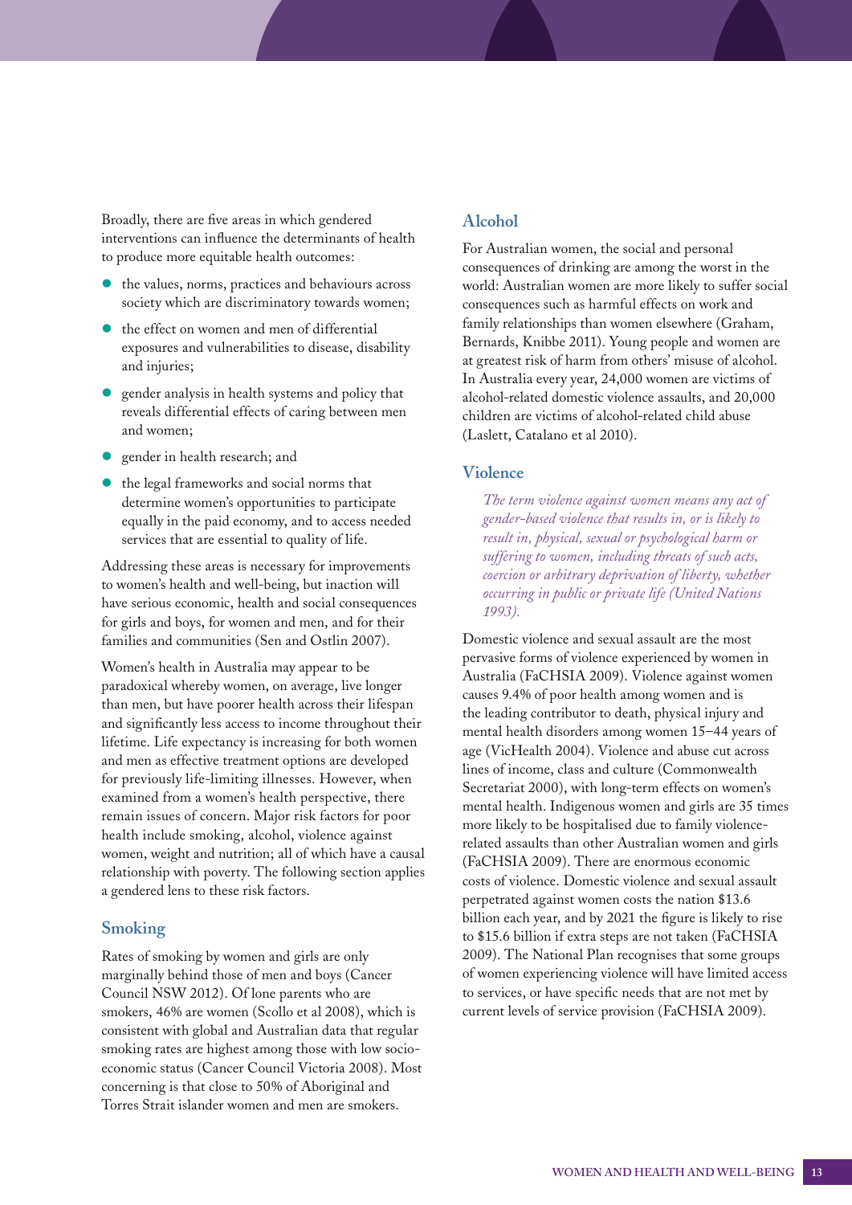Broadly, there are five areas in which gendered interventions can influence the determinants of health to produce more equitable health outcomes:

- the values, norms, practices and behaviours across society which are discriminatory towards women;
- the effect on women and men of differential exposures and vulnerabilities to disease, disability and injuries;
- gender analysis in health systems and policy that reveals differential effects of caring between men and women;
- gender in health research; and
- the legal frameworks and social norms that determine women's opportunities to participate equally in the paid economy, and to access needed services that are essential to quality of life.

Addressing these areas is necessary for improvements to women's health and well-being, but inaction will have serious economic, health and social consequences for girls and boys, for women and men, and for their families and communities (Sen and Ostlin 2007).

Women's health in Australia may appear to be paradoxical whereby women, on average, live longer than men, but have poorer health across their lifespan and significantly less access to income throughout their lifetime. Life expectancy is increasing for both women and men as effective treatment options are developed for previously life-limiting illnesses. However, when examined from a women's health perspective, there remain issues of concern. Major risk factors for poor health include smoking, alcohol, violence against women, weight and nutrition; all of which have a causal relationship with poverty. The following section applies a gendered lens to these risk factors.

### Smoking

Rates of smoking by women and girls are only marginally behind those of men and boys (Cancer Council NSW 2012). Of lone parents who are smokers, 46% are women (Scollo et al 2008), which is consistent with global and Australian data that regular smoking rates are highest among those with low socio-economic status (Cancer Council Victoria 2008). Most concerning is that close to 50% of Aboriginal and Torres Strait islander women and men are smokers.

### Alcohol

For Australian women, the social and personal consequences of drinking are among the worst in the world: Australian women are more likely to suffer social consequences such as harmful effects on work and family relationships than women elsewhere (Graham, Bernards, Knibbe 2011). Young people and women are at greatest risk of harm from others' misuse of alcohol. In Australia every year, 24,000 women are victims of alcohol-related domestic violence assaults, and 20,000 children are victims of alcohol-related child abuse (Laslett, Catalano et al 2010).

### Violence

*The term violence against women means any act of gender-based violence that results in, or is likely to result in, physical, sexual or psychological harm or suffering to women, including threats of such acts, coercion or arbitrary deprivation of liberty, whether occurring in public or private life (United Nations 1993).*

Domestic violence and sexual assault are the most pervasive forms of violence experienced by women in Australia (FaCHSIA 2009). Violence against women causes 9.4% of poor health among women and is the leading contributor to death, physical injury and mental health disorders among women 15–44 years of age (VicHealth 2004). Violence and abuse cut across lines of income, class and culture (Commonwealth Secretariat 2000), with long-term effects on women's mental health. Indigenous women and girls are 35 times more likely to be hospitalised due to family violence-related assaults than other Australian women and girls (FaCHSIA 2009). There are enormous economic costs of violence. Domestic violence and sexual assault perpetrated against women costs the nation $13.6 billion each year, and by 2021 the figure is likely to rise to $15.6 billion if extra steps are not taken (FaCHSIA 2009). The National Plan recognises that some groups of women experiencing violence will have limited access to services, or have specific needs that are not met by current levels of service provision (FaCHSIA 2009).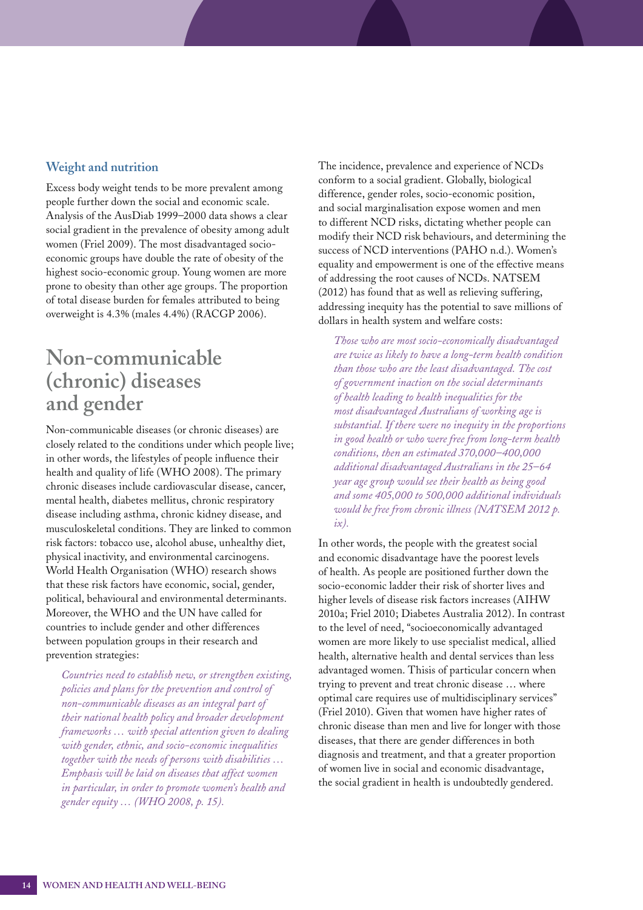### Weight and nutrition

Excess body weight tends to be more prevalent among people further down the social and economic scale. Analysis of the AusDiab 1999–2000 data shows a clear social gradient in the prevalence of obesity among adult women (Friel 2009). The most disadvantaged socio-economic groups have double the rate of obesity of the highest socio-economic group. Young women are more prone to obesity than other age groups. The proportion of total disease burden for females attributed to being overweight is 4.3% (males 4.4%) (RACGP 2006).

## Non-communicable (chronic) diseases and gender

Non-communicable diseases (or chronic diseases) are closely related to the conditions under which people live; in other words, the lifestyles of people influence their health and quality of life (WHO 2008). The primary chronic diseases include cardiovascular disease, cancer, mental health, diabetes mellitus, chronic respiratory disease including asthma, chronic kidney disease, and musculoskeletal conditions. They are linked to common risk factors: tobacco use, alcohol abuse, unhealthy diet, physical inactivity, and environmental carcinogens. World Health Organisation (WHO) research shows that these risk factors have economic, social, gender, political, behavioural and environmental determinants. Moreover, the WHO and the UN have called for countries to include gender and other differences between population groups in their research and prevention strategies:

> *Countries need to establish new, or strengthen existing, policies and plans for the prevention and control of non-communicable diseases as an integral part of their national health policy and broader development frameworks … with special attention given to dealing with gender, ethnic, and socio-economic inequalities together with the needs of persons with disabilities … Emphasis will be laid on diseases that affect women in particular, in order to promote women's health and gender equity … (WHO 2008, p. 15).*

The incidence, prevalence and experience of NCDs conform to a social gradient. Globally, biological difference, gender roles, socio-economic position, and social marginalisation expose women and men to different NCD risks, dictating whether people can modify their NCD risk behaviours, and determining the success of NCD interventions (PAHO n.d.). Women's equality and empowerment is one of the effective means of addressing the root causes of NCDs. NATSEM (2012) has found that as well as relieving suffering, addressing inequity has the potential to save millions of dollars in health system and welfare costs:

> *Those who are most socio-economically disadvantaged are twice as likely to have a long-term health condition than those who are the least disadvantaged. The cost of government inaction on the social determinants of health leading to health inequalities for the most disadvantaged Australians of working age is substantial. If there were no inequity in the proportions in good health or who were free from long-term health conditions, then an estimated 370,000–400,000 additional disadvantaged Australians in the 25–64 year age group would see their health as being good and some 405,000 to 500,000 additional individuals would be free from chronic illness (NATSEM 2012 p. ix).*

In other words, the people with the greatest social and economic disadvantage have the poorest levels of health. As people are positioned further down the socio-economic ladder their risk of shorter lives and higher levels of disease risk factors increases (AIHW 2010a; Friel 2010; Diabetes Australia 2012). In contrast to the level of need, "socioeconomically advantaged women are more likely to use specialist medical, allied health, alternative health and dental services than less advantaged women. Thisis of particular concern when trying to prevent and treat chronic disease … where optimal care requires use of multidisciplinary services" (Friel 2010). Given that women have higher rates of chronic disease than men and live for longer with those diseases, that there are gender differences in both diagnosis and treatment, and that a greater proportion of women live in social and economic disadvantage, the social gradient in health is undoubtedly gendered.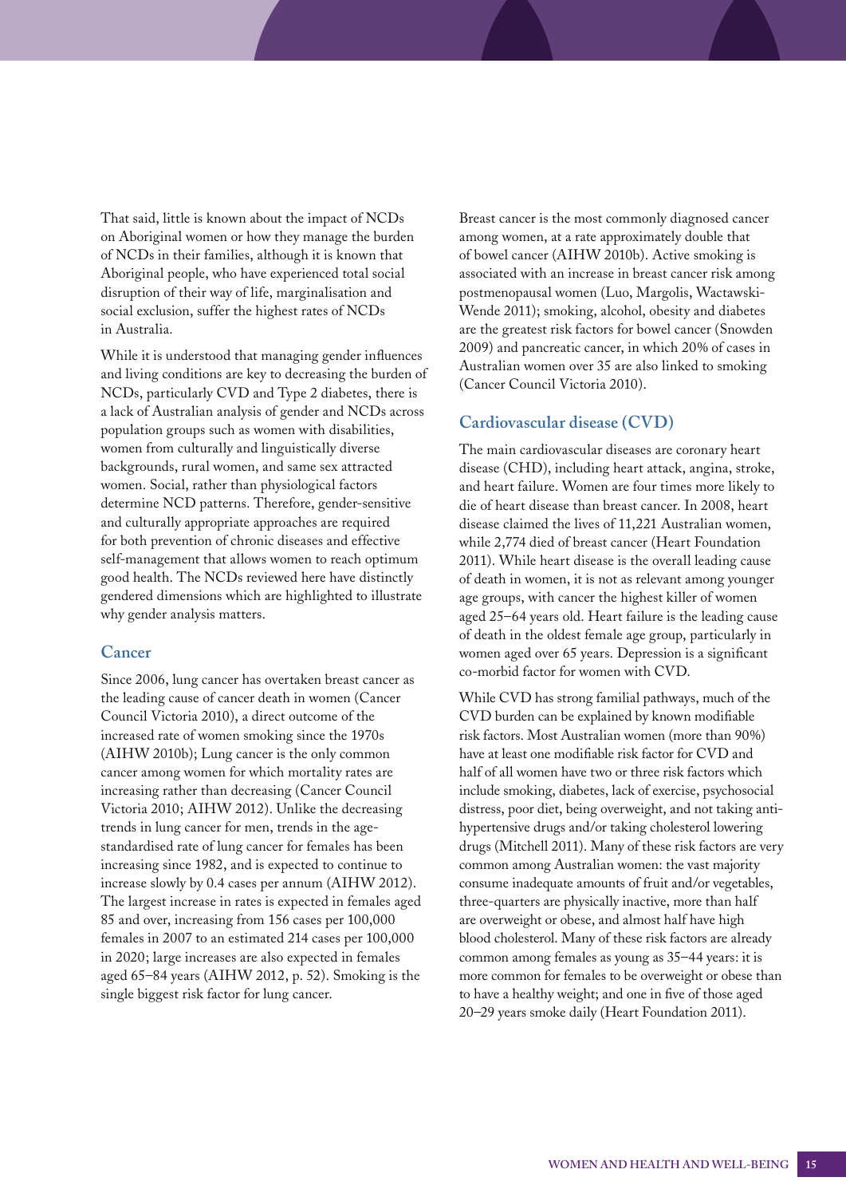That said, little is known about the impact of NCDs on Aboriginal women or how they manage the burden of NCDs in their families, although it is known that Aboriginal people, who have experienced total social disruption of their way of life, marginalisation and social exclusion, suffer the highest rates of NCDs in Australia.

While it is understood that managing gender influences and living conditions are key to decreasing the burden of NCDs, particularly CVD and Type 2 diabetes, there is a lack of Australian analysis of gender and NCDs across population groups such as women with disabilities, women from culturally and linguistically diverse backgrounds, rural women, and same sex attracted women. Social, rather than physiological factors determine NCD patterns. Therefore, gender-sensitive and culturally appropriate approaches are required for both prevention of chronic diseases and effective self-management that allows women to reach optimum good health. The NCDs reviewed here have distinctly gendered dimensions which are highlighted to illustrate why gender analysis matters.

## Cancer

Since 2006, lung cancer has overtaken breast cancer as the leading cause of cancer death in women (Cancer Council Victoria 2010), a direct outcome of the increased rate of women smoking since the 1970s (AIHW 2010b); Lung cancer is the only common cancer among women for which mortality rates are increasing rather than decreasing (Cancer Council Victoria 2010; AIHW 2012). Unlike the decreasing trends in lung cancer for men, trends in the age-standardised rate of lung cancer for females has been increasing since 1982, and is expected to continue to increase slowly by 0.4 cases per annum (AIHW 2012). The largest increase in rates is expected in females aged 85 and over, increasing from 156 cases per 100,000 females in 2007 to an estimated 214 cases per 100,000 in 2020; large increases are also expected in females aged 65–84 years (AIHW 2012, p. 52). Smoking is the single biggest risk factor for lung cancer.

Breast cancer is the most commonly diagnosed cancer among women, at a rate approximately double that of bowel cancer (AIHW 2010b). Active smoking is associated with an increase in breast cancer risk among postmenopausal women (Luo, Margolis, Wactawski-Wende 2011); smoking, alcohol, obesity and diabetes are the greatest risk factors for bowel cancer (Snowden 2009) and pancreatic cancer, in which 20% of cases in Australian women over 35 are also linked to smoking (Cancer Council Victoria 2010).

## Cardiovascular disease (CVD)

The main cardiovascular diseases are coronary heart disease (CHD), including heart attack, angina, stroke, and heart failure. Women are four times more likely to die of heart disease than breast cancer. In 2008, heart disease claimed the lives of 11,221 Australian women, while 2,774 died of breast cancer (Heart Foundation 2011). While heart disease is the overall leading cause of death in women, it is not as relevant among younger age groups, with cancer the highest killer of women aged 25–64 years old. Heart failure is the leading cause of death in the oldest female age group, particularly in women aged over 65 years. Depression is a significant co-morbid factor for women with CVD.

While CVD has strong familial pathways, much of the CVD burden can be explained by known modifiable risk factors. Most Australian women (more than 90%) have at least one modifiable risk factor for CVD and half of all women have two or three risk factors which include smoking, diabetes, lack of exercise, psychosocial distress, poor diet, being overweight, and not taking anti-hypertensive drugs and/or taking cholesterol lowering drugs (Mitchell 2011). Many of these risk factors are very common among Australian women: the vast majority consume inadequate amounts of fruit and/or vegetables, three-quarters are physically inactive, more than half are overweight or obese, and almost half have high blood cholesterol. Many of these risk factors are already common among females as young as 35–44 years: it is more common for females to be overweight or obese than to have a healthy weight; and one in five of those aged 20–29 years smoke daily (Heart Foundation 2011).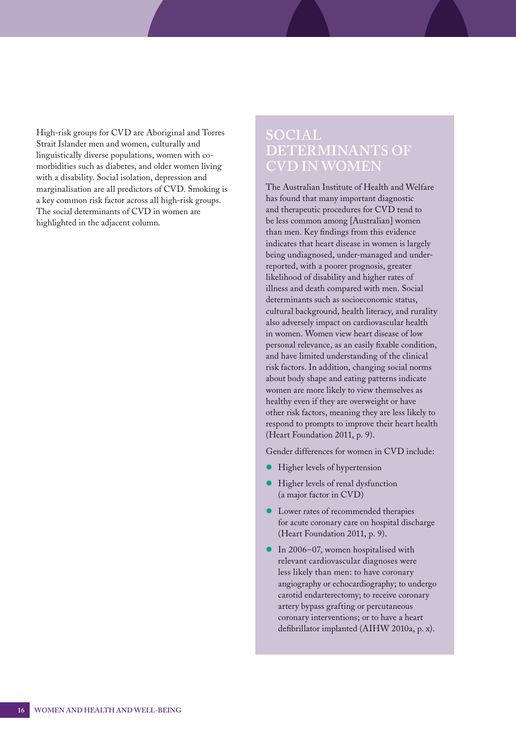High-risk groups for CVD are Aboriginal and Torres Strait Islander men and women, culturally and linguistically diverse populations, women with co-morbidities such as diabetes, and older women living with a disability. Social isolation, depression and marginalisation are all predictors of CVD. Smoking is a key common risk factor across all high-risk groups. The social determinants of CVD in women are highlighted in the adjacent column.

## SOCIAL DETERMINANTS OF CVD IN WOMEN

The Australian Institute of Health and Welfare has found that many important diagnostic and therapeutic procedures for CVD tend to be less common among [Australian] women than men. Key findings from this evidence indicates that heart disease in women is largely being undiagnosed, under-managed and under-reported, with a poorer prognosis, greater likelihood of disability and higher rates of illness and death compared with men. Social determinants such as socioeconomic status, cultural background, health literacy, and rurality also adversely impact on cardiovascular health in women. Women view heart disease of low personal relevance, as an easily fixable condition, and have limited understanding of the clinical risk factors. In addition, changing social norms about body shape and eating patterns indicate women are more likely to view themselves as healthy even if they are overweight or have other risk factors, meaning they are less likely to respond to prompts to improve their heart health (Heart Foundation 2011, p. 9).

Gender differences for women in CVD include:

- Higher levels of hypertension
- Higher levels of renal dysfunction (a major factor in CVD)
- Lower rates of recommended therapies for acute coronary care on hospital discharge (Heart Foundation 2011, p. 9).
- In 2006–07, women hospitalised with relevant cardiovascular diagnoses were less likely than men: to have coronary angiography or echocardiography; to undergo carotid endarterectomy; to receive coronary artery bypass grafting or percutaneous coronary interventions; or to have a heart defibrillator implanted (AIHW 2010a, p. x).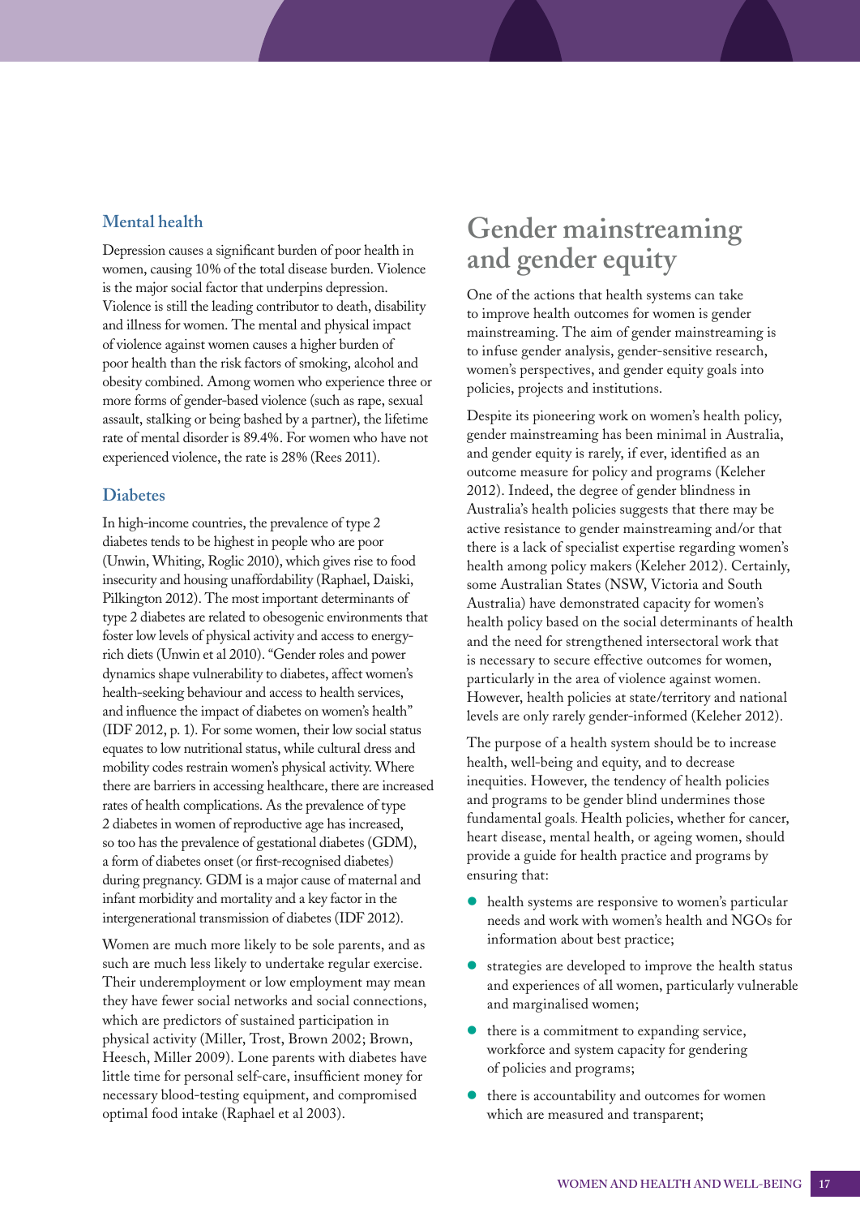### Mental health

Depression causes a significant burden of poor health in women, causing 10% of the total disease burden. Violence is the major social factor that underpins depression. Violence is still the leading contributor to death, disability and illness for women. The mental and physical impact of violence against women causes a higher burden of poor health than the risk factors of smoking, alcohol and obesity combined. Among women who experience three or more forms of gender-based violence (such as rape, sexual assault, stalking or being bashed by a partner), the lifetime rate of mental disorder is 89.4%. For women who have not experienced violence, the rate is 28% (Rees 2011).

### Diabetes

In high-income countries, the prevalence of type 2 diabetes tends to be highest in people who are poor (Unwin, Whiting, Roglic 2010), which gives rise to food insecurity and housing unaffordability (Raphael, Daiski, Pilkington 2012). The most important determinants of type 2 diabetes are related to obesogenic environments that foster low levels of physical activity and access to energy-rich diets (Unwin et al 2010). "Gender roles and power dynamics shape vulnerability to diabetes, affect women's health-seeking behaviour and access to health services, and influence the impact of diabetes on women's health" (IDF 2012, p. 1). For some women, their low social status equates to low nutritional status, while cultural dress and mobility codes restrain women's physical activity. Where there are barriers in accessing healthcare, there are increased rates of health complications. As the prevalence of type 2 diabetes in women of reproductive age has increased, so too has the prevalence of gestational diabetes (GDM), a form of diabetes onset (or first-recognised diabetes) during pregnancy. GDM is a major cause of maternal and infant morbidity and mortality and a key factor in the intergenerational transmission of diabetes (IDF 2012).

Women are much more likely to be sole parents, and as such are much less likely to undertake regular exercise. Their underemployment or low employment may mean they have fewer social networks and social connections, which are predictors of sustained participation in physical activity (Miller, Trost, Brown 2002; Brown, Heesch, Miller 2009). Lone parents with diabetes have little time for personal self-care, insufficient money for necessary blood-testing equipment, and compromised optimal food intake (Raphael et al 2003).

## Gender mainstreaming and gender equity

One of the actions that health systems can take to improve health outcomes for women is gender mainstreaming. The aim of gender mainstreaming is to infuse gender analysis, gender-sensitive research, women's perspectives, and gender equity goals into policies, projects and institutions.

Despite its pioneering work on women's health policy, gender mainstreaming has been minimal in Australia, and gender equity is rarely, if ever, identified as an outcome measure for policy and programs (Keleher 2012). Indeed, the degree of gender blindness in Australia's health policies suggests that there may be active resistance to gender mainstreaming and/or that there is a lack of specialist expertise regarding women's health among policy makers (Keleher 2012). Certainly, some Australian States (NSW, Victoria and South Australia) have demonstrated capacity for women's health policy based on the social determinants of health and the need for strengthened intersectoral work that is necessary to secure effective outcomes for women, particularly in the area of violence against women. However, health policies at state/territory and national levels are only rarely gender-informed (Keleher 2012).

The purpose of a health system should be to increase health, well-being and equity, and to decrease inequities. However, the tendency of health policies and programs to be gender blind undermines those fundamental goals. Health policies, whether for cancer, heart disease, mental health, or ageing women, should provide a guide for health practice and programs by ensuring that:

- health systems are responsive to women's particular needs and work with women's health and NGOs for information about best practice;
- strategies are developed to improve the health status and experiences of all women, particularly vulnerable and marginalised women;
- there is a commitment to expanding service, workforce and system capacity for gendering of policies and programs;
- there is accountability and outcomes for women which are measured and transparent;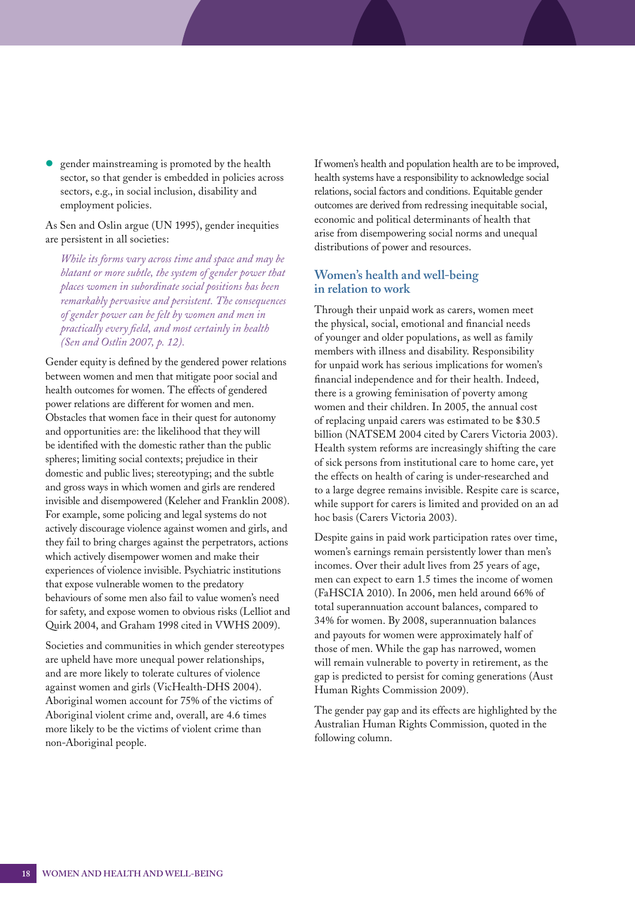- gender mainstreaming is promoted by the health sector, so that gender is embedded in policies across sectors, e.g., in social inclusion, disability and employment policies.

As Sen and Oslin argue (UN 1995), gender inequities are persistent in all societies:

> *While its forms vary across time and space and may be blatant or more subtle, the system of gender power that places women in subordinate social positions has been remarkably pervasive and persistent. The consequences of gender power can be felt by women and men in practically every field, and most certainly in health (Sen and Ostlin 2007, p. 12).*

Gender equity is defined by the gendered power relations between women and men that mitigate poor social and health outcomes for women. The effects of gendered power relations are different for women and men. Obstacles that women face in their quest for autonomy and opportunities are: the likelihood that they will be identified with the domestic rather than the public spheres; limiting social contexts; prejudice in their domestic and public lives; stereotyping; and the subtle and gross ways in which women and girls are rendered invisible and disempowered (Keleher and Franklin 2008). For example, some policing and legal systems do not actively discourage violence against women and girls, and they fail to bring charges against the perpetrators, actions which actively disempower women and make their experiences of violence invisible. Psychiatric institutions that expose vulnerable women to the predatory behaviours of some men also fail to value women's need for safety, and expose women to obvious risks (Lelliot and Quirk 2004, and Graham 1998 cited in VWHS 2009).

Societies and communities in which gender stereotypes are upheld have more unequal power relationships, and are more likely to tolerate cultures of violence against women and girls (VicHealth-DHS 2004). Aboriginal women account for 75% of the victims of Aboriginal violent crime and, overall, are 4.6 times more likely to be the victims of violent crime than non-Aboriginal people.

If women's health and population health are to be improved, health systems have a responsibility to acknowledge social relations, social factors and conditions. Equitable gender outcomes are derived from redressing inequitable social, economic and political determinants of health that arise from disempowering social norms and unequal distributions of power and resources.

## Women's health and well-being in relation to work

Through their unpaid work as carers, women meet the physical, social, emotional and financial needs of younger and older populations, as well as family members with illness and disability. Responsibility for unpaid work has serious implications for women's financial independence and for their health. Indeed, there is a growing feminisation of poverty among women and their children. In 2005, the annual cost of replacing unpaid carers was estimated to be $30.5 billion (NATSEM 2004 cited by Carers Victoria 2003). Health system reforms are increasingly shifting the care of sick persons from institutional care to home care, yet the effects on health of caring is under-researched and to a large degree remains invisible. Respite care is scarce, while support for carers is limited and provided on an ad hoc basis (Carers Victoria 2003).

Despite gains in paid work participation rates over time, women's earnings remain persistently lower than men's incomes. Over their adult lives from 25 years of age, men can expect to earn 1.5 times the income of women (FaHSCIA 2010). In 2006, men held around 66% of total superannuation account balances, compared to 34% for women. By 2008, superannuation balances and payouts for women were approximately half of those of men. While the gap has narrowed, women will remain vulnerable to poverty in retirement, as the gap is predicted to persist for coming generations (Aust Human Rights Commission 2009).

The gender pay gap and its effects are highlighted by the Australian Human Rights Commission, quoted in the following column.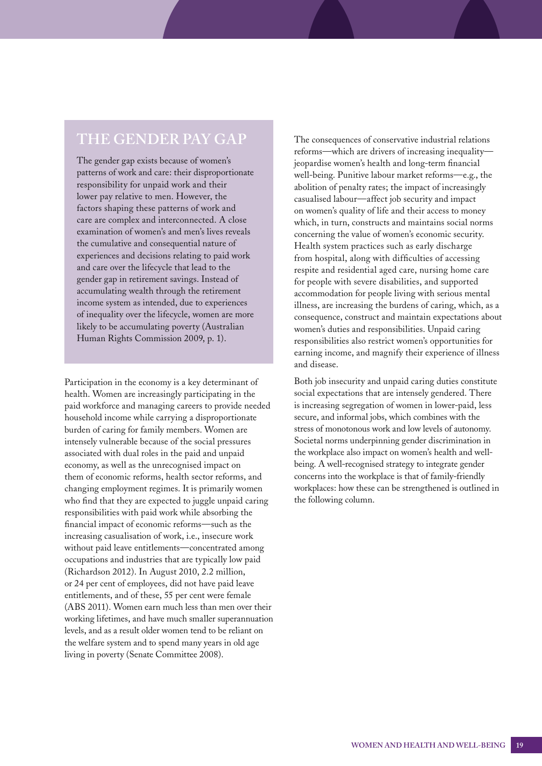## THE GENDER PAY GAP

The gender gap exists because of women's patterns of work and care: their disproportionate responsibility for unpaid work and their lower pay relative to men. However, the factors shaping these patterns of work and care are complex and interconnected. A close examination of women's and men's lives reveals the cumulative and consequential nature of experiences and decisions relating to paid work and care over the lifecycle that lead to the gender gap in retirement savings. Instead of accumulating wealth through the retirement income system as intended, due to experiences of inequality over the lifecycle, women are more likely to be accumulating poverty (Australian Human Rights Commission 2009, p. 1).

Participation in the economy is a key determinant of health. Women are increasingly participating in the paid workforce and managing careers to provide needed household income while carrying a disproportionate burden of caring for family members. Women are intensely vulnerable because of the social pressures associated with dual roles in the paid and unpaid economy, as well as the unrecognised impact on them of economic reforms, health sector reforms, and changing employment regimes. It is primarily women who find that they are expected to juggle unpaid caring responsibilities with paid work while absorbing the financial impact of economic reforms—such as the increasing casualisation of work, i.e., insecure work without paid leave entitlements—concentrated among occupations and industries that are typically low paid (Richardson 2012). In August 2010, 2.2 million, or 24 per cent of employees, did not have paid leave entitlements, and of these, 55 per cent were female (ABS 2011). Women earn much less than men over their working lifetimes, and have much smaller superannuation levels, and as a result older women tend to be reliant on the welfare system and to spend many years in old age living in poverty (Senate Committee 2008).

The consequences of conservative industrial relations reforms—which are drivers of increasing inequality—jeopardise women's health and long-term financial well-being. Punitive labour market reforms—e.g., the abolition of penalty rates; the impact of increasingly casualised labour—affect job security and impact on women's quality of life and their access to money which, in turn, constructs and maintains social norms concerning the value of women's economic security. Health system practices such as early discharge from hospital, along with difficulties of accessing respite and residential aged care, nursing home care for people with severe disabilities, and supported accommodation for people living with serious mental illness, are increasing the burdens of caring, which, as a consequence, construct and maintain expectations about women's duties and responsibilities. Unpaid caring responsibilities also restrict women's opportunities for earning income, and magnify their experience of illness and disease.

Both job insecurity and unpaid caring duties constitute social expectations that are intensely gendered. There is increasing segregation of women in lower-paid, less secure, and informal jobs, which combines with the stress of monotonous work and low levels of autonomy. Societal norms underpinning gender discrimination in the workplace also impact on women's health and well-being. A well-recognised strategy to integrate gender concerns into the workplace is that of family-friendly workplaces: how these can be strengthened is outlined in the following column.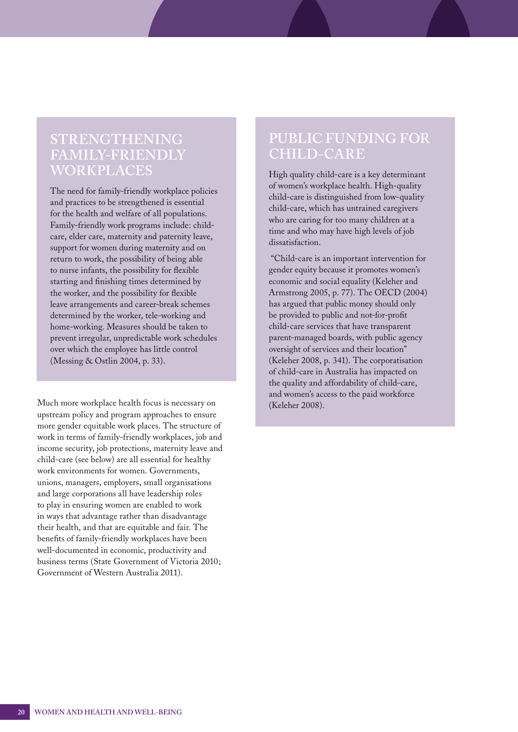## STRENGTHENING FAMILY-FRIENDLY WORKPLACES

The need for family-friendly workplace policies and practices to be strengthened is essential for the health and welfare of all populations. Family-friendly work programs include: child-care, elder care, maternity and paternity leave, support for women during maternity and on return to work, the possibility of being able to nurse infants, the possibility for flexible starting and finishing times determined by the worker, and the possibility for flexible leave arrangements and career-break schemes determined by the worker, tele-working and home-working. Measures should be taken to prevent irregular, unpredictable work schedules over which the employee has little control (Messing & Ostlin 2004, p. 33).

Much more workplace health focus is necessary on upstream policy and program approaches to ensure more gender equitable work places. The structure of work in terms of family-friendly workplaces, job and income security, job protections, maternity leave and child-care (see below) are all essential for healthy work environments for women. Governments, unions, managers, employers, small organisations and large corporations all have leadership roles to play in ensuring women are enabled to work in ways that advantage rather than disadvantage their health, and that are equitable and fair. The benefits of family-friendly workplaces have been well-documented in economic, productivity and business terms (State Government of Victoria 2010; Government of Western Australia 2011).

## PUBLIC FUNDING FOR CHILD-CARE

High quality child-care is a key determinant of women's workplace health. High-quality child-care is distinguished from low-quality child-care, which has untrained caregivers who are caring for too many children at a time and who may have high levels of job dissatisfaction.

"Child-care is an important intervention for gender equity because it promotes women's economic and social equality (Keleher and Armstrong 2005, p. 77). The OECD (2004) has argued that public money should only be provided to public and not-for-profit child-care services that have transparent parent-managed boards, with public agency oversight of services and their location" (Keleher 2008, p. 341). The corporatisation of child-care in Australia has impacted on the quality and affordability of child-care, and women's access to the paid workforce (Keleher 2008).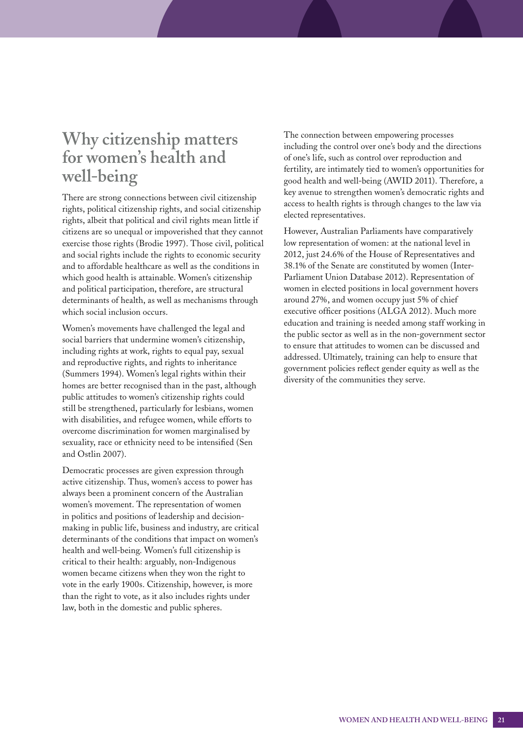# Why citizenship matters for women's health and well-being

There are strong connections between civil citizenship rights, political citizenship rights, and social citizenship rights, albeit that political and civil rights mean little if citizens are so unequal or impoverished that they cannot exercise those rights (Brodie 1997). Those civil, political and social rights include the rights to economic security and to affordable healthcare as well as the conditions in which good health is attainable. Women's citizenship and political participation, therefore, are structural determinants of health, as well as mechanisms through which social inclusion occurs.

Women's movements have challenged the legal and social barriers that undermine women's citizenship, including rights at work, rights to equal pay, sexual and reproductive rights, and rights to inheritance (Summers 1994). Women's legal rights within their homes are better recognised than in the past, although public attitudes to women's citizenship rights could still be strengthened, particularly for lesbians, women with disabilities, and refugee women, while efforts to overcome discrimination for women marginalised by sexuality, race or ethnicity need to be intensified (Sen and Ostlin 2007).

Democratic processes are given expression through active citizenship. Thus, women's access to power has always been a prominent concern of the Australian women's movement. The representation of women in politics and positions of leadership and decision-making in public life, business and industry, are critical determinants of the conditions that impact on women's health and well-being. Women's full citizenship is critical to their health: arguably, non-Indigenous women became citizens when they won the right to vote in the early 1900s. Citizenship, however, is more than the right to vote, as it also includes rights under law, both in the domestic and public spheres.

The connection between empowering processes including the control over one's body and the directions of one's life, such as control over reproduction and fertility, are intimately tied to women's opportunities for good health and well-being (AWID 2011). Therefore, a key avenue to strengthen women's democratic rights and access to health rights is through changes to the law via elected representatives.

However, Australian Parliaments have comparatively low representation of women: at the national level in 2012, just 24.6% of the House of Representatives and 38.1% of the Senate are constituted by women (Inter-Parliament Union Database 2012). Representation of women in elected positions in local government hovers around 27%, and women occupy just 5% of chief executive officer positions (ALGA 2012). Much more education and training is needed among staff working in the public sector as well as in the non-government sector to ensure that attitudes to women can be discussed and addressed. Ultimately, training can help to ensure that government policies reflect gender equity as well as the diversity of the communities they serve.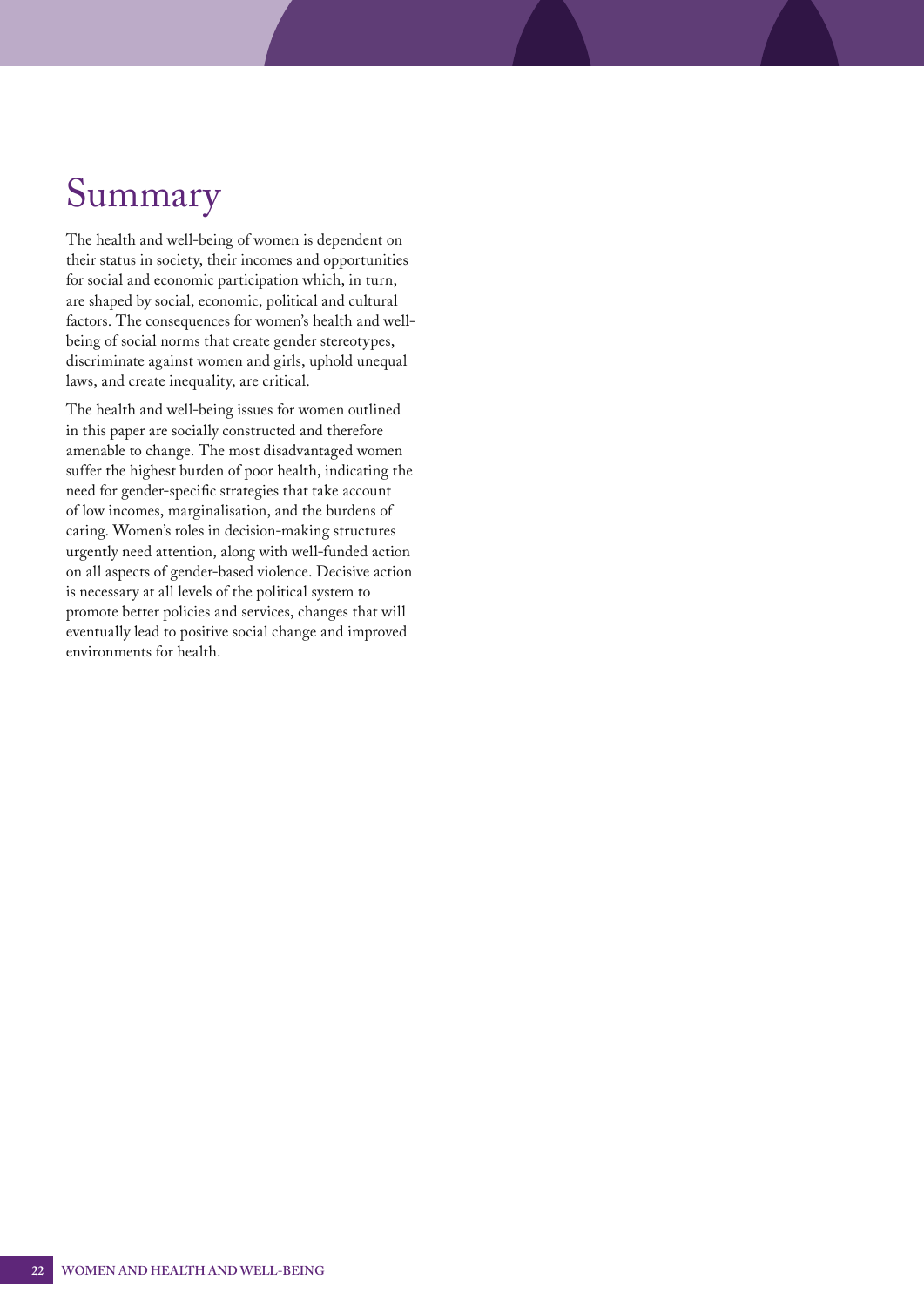# Summary

The health and well-being of women is dependent on their status in society, their incomes and opportunities for social and economic participation which, in turn, are shaped by social, economic, political and cultural factors. The consequences for women's health and well-being of social norms that create gender stereotypes, discriminate against women and girls, uphold unequal laws, and create inequality, are critical.

The health and well-being issues for women outlined in this paper are socially constructed and therefore amenable to change. The most disadvantaged women suffer the highest burden of poor health, indicating the need for gender-specific strategies that take account of low incomes, marginalisation, and the burdens of caring. Women's roles in decision-making structures urgently need attention, along with well-funded action on all aspects of gender-based violence. Decisive action is necessary at all levels of the political system to promote better policies and services, changes that will eventually lead to positive social change and improved environments for health.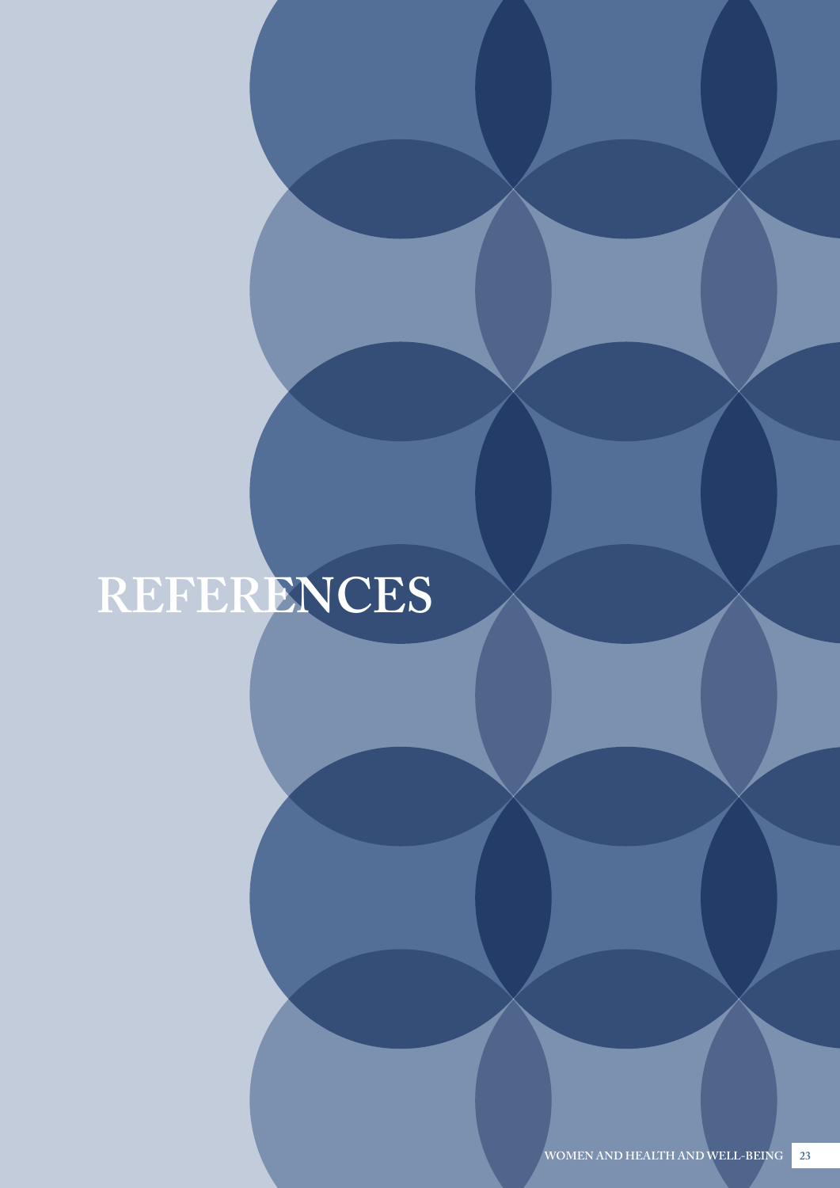# REFERENCES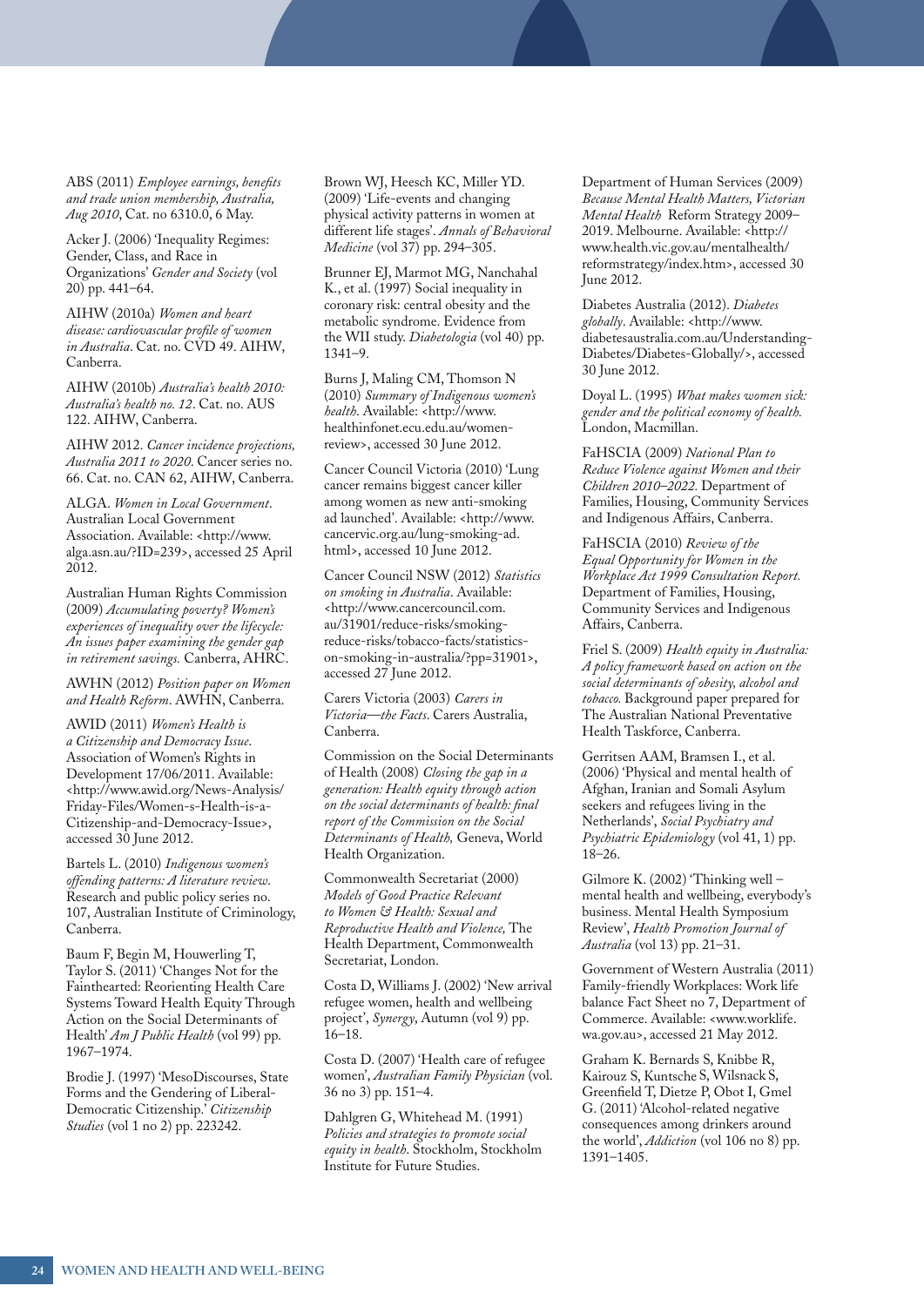ABS (2011) *Employee earnings, benefits and trade union membership, Australia, Aug 2010*, Cat. no 6310.0, 6 May.

Acker J. (2006) 'Inequality Regimes: Gender, Class, and Race in Organizations' *Gender and Society* (vol 20) pp. 441–64.

AIHW (2010a) *Women and heart disease: cardiovascular profile of women in Australia*. Cat. no. CVD 49. AIHW, Canberra.

AIHW (2010b) *Australia's health 2010: Australia's health no. 12*. Cat. no. AUS 122. AIHW, Canberra.

AIHW 2012. *Cancer incidence projections, Australia 2011 to 2020*. Cancer series no. 66. Cat. no. CAN 62, AIHW, Canberra.

ALGA. *Women in Local Government*. Australian Local Government Association. Available: <http://www.alga.asn.au/?ID=239>, accessed 25 April 2012.

Australian Human Rights Commission (2009) *Accumulating poverty? Women's experiences of inequality over the lifecycle: An issues paper examining the gender gap in retirement savings.* Canberra, AHRC.

AWHN (2012) *Position paper on Women and Health Reform*. AWHN, Canberra.

AWID (2011) *Women's Health is a Citizenship and Democracy Issue*. Association of Women's Rights in Development 17/06/2011. Available: <http://www.awid.org/News-Analysis/Friday-Files/Women-s-Health-is-a-Citizenship-and-Democracy-Issue>, accessed 30 June 2012.

Bartels L. (2010) *Indigenous women's offending patterns: A literature review*. Research and public policy series no. 107, Australian Institute of Criminology, Canberra.

Baum F, Begin M, Houwerling T, Taylor S. (2011) 'Changes Not for the Fainthearted: Reorienting Health Care Systems Toward Health Equity Through Action on the Social Determinants of Health' *Am J Public Health* (vol 99) pp. 1967–1974.

Brodie J. (1997) 'MesoDiscourses, State Forms and the Gendering of Liberal-Democratic Citizenship.' *Citizenship Studies* (vol 1 no 2) pp. 223242.

Brown WJ, Heesch KC, Miller YD. (2009) 'Life-events and changing physical activity patterns in women at different life stages'. *Annals of Behavioral Medicine* (vol 37) pp. 294–305.

Brunner EJ, Marmot MG, Nanchahal K., et al. (1997) Social inequality in coronary risk: central obesity and the metabolic syndrome. Evidence from the WII study. *Diabetologia* (vol 40) pp. 1341–9.

Burns J, Maling CM, Thomson N (2010) *Summary of Indigenous women's health*. Available: <http://www.healthinfonet.ecu.edu.au/women-review>, accessed 30 June 2012.

Cancer Council Victoria (2010) 'Lung cancer remains biggest cancer killer among women as new anti-smoking ad launched'. Available: <http://www.cancervic.org.au/lung-smoking-ad.html>, accessed 10 June 2012.

Cancer Council NSW (2012) *Statistics on smoking in Australia*. Available: <http://www.cancercouncil.com.au/31901/reduce-risks/smoking-reduce-risks/tobacco-facts/statistics-on-smoking-in-australia/?pp=31901>, accessed 27 June 2012.

Carers Victoria (2003) *Carers in Victoria—the Facts*. Carers Australia, Canberra.

Commission on the Social Determinants of Health (2008) *Closing the gap in a generation: Health equity through action on the social determinants of health: final report of the Commission on the Social Determinants of Health,* Geneva, World Health Organization.

Commonwealth Secretariat (2000) *Models of Good Practice Relevant to Women & Health: Sexual and Reproductive Health and Violence,* The Health Department, Commonwealth Secretariat, London.

Costa D, Williams J. (2002) 'New arrival refugee women, health and wellbeing project', *Synergy*, Autumn (vol 9) pp. 16–18.

Costa D. (2007) 'Health care of refugee women', *Australian Family Physician* (vol. 36 no 3) pp. 151–4.

Dahlgren G, Whitehead M. (1991) *Policies and strategies to promote social equity in health*. Stockholm, Stockholm Institute for Future Studies.

Department of Human Services (2009) *Because Mental Health Matters, Victorian Mental Health* Reform Strategy 2009–2019. Melbourne. Available: <http://www.health.vic.gov.au/mentalhealth/reformstrategy/index.htm>, accessed 30 June 2012.

Diabetes Australia (2012). *Diabetes globally*. Available: <http://www.diabetesaustralia.com.au/Understanding-Diabetes/Diabetes-Globally/>, accessed 30 June 2012.

Doyal L. (1995) *What makes women sick: gender and the political economy of health.* London, Macmillan.

FaHSCIA (2009) *National Plan to Reduce Violence against Women and their Children 2010–2022.* Department of Families, Housing, Community Services and Indigenous Affairs, Canberra.

FaHSCIA (2010) *Review of the Equal Opportunity for Women in the Workplace Act 1999 Consultation Report.* Department of Families, Housing, Community Services and Indigenous Affairs, Canberra.

Friel S. (2009) *Health equity in Australia: A policy framework based on action on the social determinants of obesity, alcohol and tobacco.* Background paper prepared for The Australian National Preventative Health Taskforce, Canberra.

Gerritsen AAM, Bramsen I., et al. (2006) 'Physical and mental health of Afghan, Iranian and Somali Asylum seekers and refugees living in the Netherlands', *Social Psychiatry and Psychiatric Epidemiology* (vol 41, 1) pp. 18–26.

Gilmore K. (2002) 'Thinking well – mental health and wellbeing, everybody's business. Mental Health Symposium Review', *Health Promotion Journal of Australia* (vol 13) pp. 21–31.

Government of Western Australia (2011) Family-friendly Workplaces: Work life balance Fact Sheet no 7, Department of Commerce. Available: <www.worklife.wa.gov.au>, accessed 21 May 2012.

Graham K. Bernards S, Knibbe R, Kairouz S, Kuntsche S, Wilsnack S, Greenfield T, Dietze P, Obot I, Gmel G. (2011) 'Alcohol-related negative consequences among drinkers around the world', *Addiction* (vol 106 no 8) pp. 1391–1405.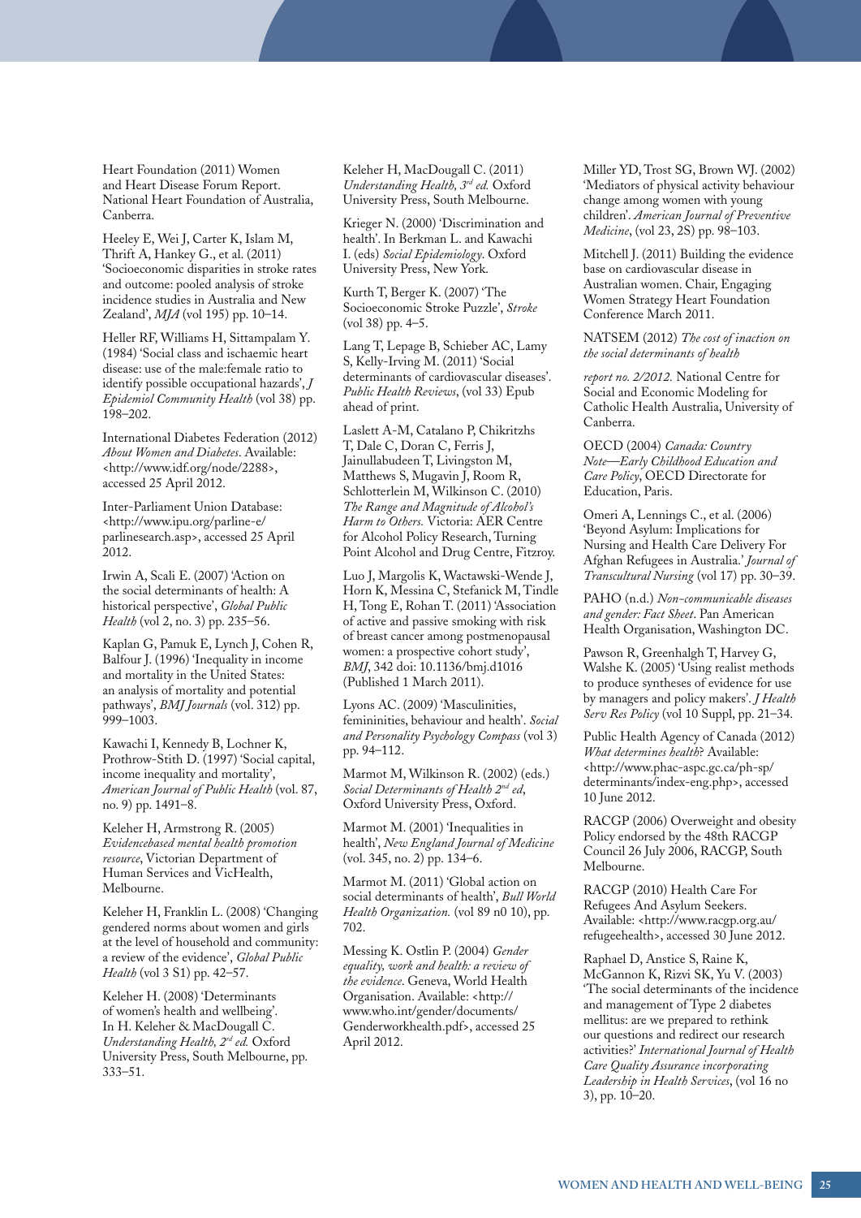Heart Foundation (2011) Women and Heart Disease Forum Report. National Heart Foundation of Australia, Canberra.

Heeley E, Wei J, Carter K, Islam M, Thrift A, Hankey G., et al. (2011) 'Socioeconomic disparities in stroke rates and outcome: pooled analysis of stroke incidence studies in Australia and New Zealand', *MJA* (vol 195) pp. 10–14.

Heller RF, Williams H, Sittampalam Y. (1984) 'Social class and ischaemic heart disease: use of the male:female ratio to identify possible occupational hazards', *J Epidemiol Community Health* (vol 38) pp. 198–202.

International Diabetes Federation (2012) *About Women and Diabetes*. Available: <http://www.idf.org/node/2288>, accessed 25 April 2012.

Inter-Parliament Union Database: <http://www.ipu.org/parline-e/parlinesearch.asp>, accessed 25 April 2012.

Irwin A, Scali E. (2007) 'Action on the social determinants of health: A historical perspective', *Global Public Health* (vol 2, no. 3) pp. 235–56.

Kaplan G, Pamuk E, Lynch J, Cohen R, Balfour J. (1996) 'Inequality in income and mortality in the United States: an analysis of mortality and potential pathways', *BMJ Journals* (vol. 312) pp. 999–1003.

Kawachi I, Kennedy B, Lochner K, Prothrow-Stith D. (1997) 'Social capital, income inequality and mortality', *American Journal of Public Health* (vol. 87, no. 9) pp. 1491–8.

Keleher H, Armstrong R. (2005) *Evidencebased mental health promotion resource*, Victorian Department of Human Services and VicHealth, Melbourne.

Keleher H, Franklin L. (2008) 'Changing gendered norms about women and girls at the level of household and community: a review of the evidence', *Global Public Health* (vol 3 S1) pp. 42–57.

Keleher H. (2008) 'Determinants of women's health and wellbeing'. In H. Keleher & MacDougall C. *Understanding Health, 2nd ed.* Oxford University Press, South Melbourne, pp. 333–51.

Keleher H, MacDougall C. (2011) *Understanding Health, 3rd ed.* Oxford University Press, South Melbourne.

Krieger N. (2000) 'Discrimination and health'. In Berkman L. and Kawachi I. (eds) *Social Epidemiology*. Oxford University Press, New York.

Kurth T, Berger K. (2007) 'The Socioeconomic Stroke Puzzle', *Stroke* (vol 38) pp. 4–5.

Lang T, Lepage B, Schieber AC, Lamy S, Kelly-Irving M. (2011) 'Social determinants of cardiovascular diseases'. *Public Health Reviews*, (vol 33) Epub ahead of print.

Laslett A-M, Catalano P, Chikritzhs T, Dale C, Doran C, Ferris J, Jainullabudeen T, Livingston M, Matthews S, Mugavin J, Room R, Schlotterlein M, Wilkinson C. (2010) *The Range and Magnitude of Alcohol's Harm to Others.* Victoria: AER Centre for Alcohol Policy Research, Turning Point Alcohol and Drug Centre, Fitzroy.

Luo J, Margolis K, Wactawski-Wende J, Horn K, Messina C, Stefanick M, Tindle H, Tong E, Rohan T. (2011) 'Association of active and passive smoking with risk of breast cancer among postmenopausal women: a prospective cohort study', *BMJ*, 342 doi: 10.1136/bmj.d1016 (Published 1 March 2011).

Lyons AC. (2009) 'Masculinities, femininities, behaviour and health'. *Social and Personality Psychology Compass* (vol 3) pp. 94–112.

Marmot M, Wilkinson R. (2002) (eds.) *Social Determinants of Health 2nd ed*, Oxford University Press, Oxford.

Marmot M. (2001) 'Inequalities in health', *New England Journal of Medicine* (vol. 345, no. 2) pp. 134–6.

Marmot M. (2011) 'Global action on social determinants of health', *Bull World Health Organization.* (vol 89 n0 10), pp. 702.

Messing K. Ostlin P. (2004) *Gender equality, work and health: a review of the evidence*. Geneva, World Health Organisation. Available: <http://www.who.int/gender/documents/Genderworkhealth.pdf>, accessed 25 April 2012.

Miller YD, Trost SG, Brown WJ. (2002) 'Mediators of physical activity behaviour change among women with young children'. *American Journal of Preventive Medicine*, (vol 23, 2S) pp. 98–103.

Mitchell J. (2011) Building the evidence base on cardiovascular disease in Australian women. Chair, Engaging Women Strategy Heart Foundation Conference March 2011.

NATSEM (2012) *The cost of inaction on the social determinants of health report no. 2/2012.* National Centre for Social and Economic Modeling for Catholic Health Australia, University of Canberra.

OECD (2004) *Canada: Country Note—Early Childhood Education and Care Policy*, OECD Directorate for Education, Paris.

Omeri A, Lennings C., et al. (2006) 'Beyond Asylum: Implications for Nursing and Health Care Delivery For Afghan Refugees in Australia.' *Journal of Transcultural Nursing* (vol 17) pp. 30–39.

PAHO (n.d.) *Non-communicable diseases and gender: Fact Sheet*. Pan American Health Organisation, Washington DC.

Pawson R, Greenhalgh T, Harvey G, Walshe K. (2005) 'Using realist methods to produce syntheses of evidence for use by managers and policy makers'. *J Health Serv Res Policy* (vol 10 Suppl, pp. 21–34.

Public Health Agency of Canada (2012) *What determines health*? Available: <http://www.phac-aspc.gc.ca/ph-sp/determinants/index-eng.php>, accessed 10 June 2012.

RACGP (2006) Overweight and obesity Policy endorsed by the 48th RACGP Council 26 July 2006, RACGP, South Melbourne.

RACGP (2010) Health Care For Refugees And Asylum Seekers. Available: <http://www.racgp.org.au/refugeehealth>, accessed 30 June 2012.

Raphael D, Anstice S, Raine K, McGannon K, Rizvi SK, Yu V. (2003) 'The social determinants of the incidence and management of Type 2 diabetes mellitus: are we prepared to rethink our questions and redirect our research activities?' *International Journal of Health Care Quality Assurance incorporating Leadership in Health Services*, (vol 16 no 3), pp. 10–20.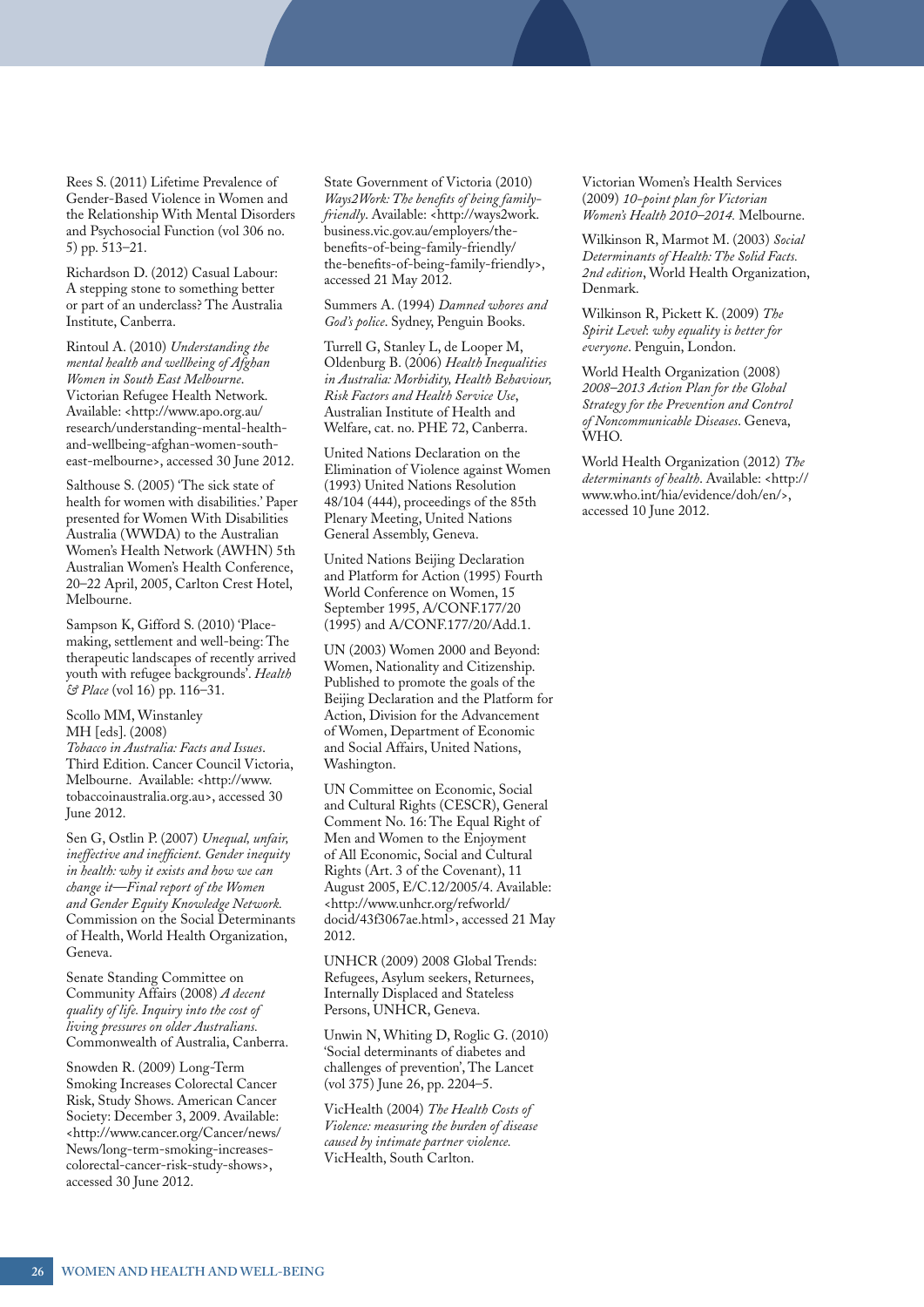Rees S. (2011) Lifetime Prevalence of Gender-Based Violence in Women and the Relationship With Mental Disorders and Psychosocial Function (vol 306 no. 5) pp. 513–21.

Richardson D. (2012) Casual Labour: A stepping stone to something better or part of an underclass? The Australia Institute, Canberra.

Rintoul A. (2010) *Understanding the mental health and wellbeing of Afghan Women in South East Melbourne*. Victorian Refugee Health Network. Available: <http://www.apo.org.au/research/understanding-mental-health-and-wellbeing-afghan-women-south-east-melbourne>, accessed 30 June 2012.

Salthouse S. (2005) 'The sick state of health for women with disabilities.' Paper presented for Women With Disabilities Australia (WWDA) to the Australian Women's Health Network (AWHN) 5th Australian Women's Health Conference, 20–22 April, 2005, Carlton Crest Hotel, Melbourne.

Sampson K, Gifford S. (2010) 'Place-making, settlement and well-being: The therapeutic landscapes of recently arrived youth with refugee backgrounds'. *Health & Place* (vol 16) pp. 116–31.

Scollo MM, Winstanley MH [eds]. (2008) *Tobacco in Australia: Facts and Issues*. Third Edition. Cancer Council Victoria, Melbourne. Available: <http://www.tobaccoinaustralia.org.au>, accessed 30 June 2012.

Sen G, Ostlin P. (2007) *Unequal, unfair, ineffective and inefficient. Gender inequity in health: why it exists and how we can change it—Final report of the Women and Gender Equity Knowledge Network.* Commission on the Social Determinants of Health, World Health Organization, Geneva.

Senate Standing Committee on Community Affairs (2008) *A decent quality of life. Inquiry into the cost of living pressures on older Australians.* Commonwealth of Australia, Canberra.

Snowden R. (2009) Long-Term Smoking Increases Colorectal Cancer Risk, Study Shows. American Cancer Society: December 3, 2009. Available: <http://www.cancer.org/Cancer/news/News/long-term-smoking-increases-colorectal-cancer-risk-study-shows>, accessed 30 June 2012.

State Government of Victoria (2010) *Ways2Work: The benefits of being family-friendly*. Available: <http://ways2work.business.vic.gov.au/employers/the-benefits-of-being-family-friendly/the-benefits-of-being-family-friendly>, accessed 21 May 2012.

Summers A. (1994) *Damned whores and God's police*. Sydney, Penguin Books.

Turrell G, Stanley L, de Looper M, Oldenburg B. (2006) *Health Inequalities in Australia: Morbidity, Health Behaviour, Risk Factors and Health Service Use*, Australian Institute of Health and Welfare, cat. no. PHE 72, Canberra.

United Nations Declaration on the Elimination of Violence against Women (1993) United Nations Resolution 48/104 (444), proceedings of the 85th Plenary Meeting, United Nations General Assembly, Geneva.

United Nations Beijing Declaration and Platform for Action (1995) Fourth World Conference on Women, 15 September 1995, A/CONF.177/20 (1995) and A/CONF.177/20/Add.1.

UN (2003) Women 2000 and Beyond: Women, Nationality and Citizenship. Published to promote the goals of the Beijing Declaration and the Platform for Action, Division for the Advancement of Women, Department of Economic and Social Affairs, United Nations, Washington.

UN Committee on Economic, Social and Cultural Rights (CESCR), General Comment No. 16: The Equal Right of Men and Women to the Enjoyment of All Economic, Social and Cultural Rights (Art. 3 of the Covenant), 11 August 2005, E/C.12/2005/4. Available: <http://www.unhcr.org/refworld/docid/43f3067ae.html>, accessed 21 May 2012.

UNHCR (2009) 2008 Global Trends: Refugees, Asylum seekers, Returnees, Internally Displaced and Stateless Persons, UNHCR, Geneva.

Unwin N, Whiting D, Roglic G. (2010) 'Social determinants of diabetes and challenges of prevention', The Lancet (vol 375) June 26, pp. 2204–5.

VicHealth (2004) *The Health Costs of Violence: measuring the burden of disease caused by intimate partner violence.* VicHealth, South Carlton.

Victorian Women's Health Services (2009) *10-point plan for Victorian Women's Health 2010–2014.* Melbourne.

Wilkinson R, Marmot M. (2003) *Social Determinants of Health: The Solid Facts. 2nd edition*, World Health Organization, Denmark.

Wilkinson R, Pickett K. (2009) *The Spirit Level: why equality is better for everyone*. Penguin, London.

World Health Organization (2008) *2008–2013 Action Plan for the Global Strategy for the Prevention and Control of Noncommunicable Diseases*. Geneva, WHO.

World Health Organization (2012) *The determinants of health*. Available: <http://www.who.int/hia/evidence/doh/en/>, accessed 10 June 2012.